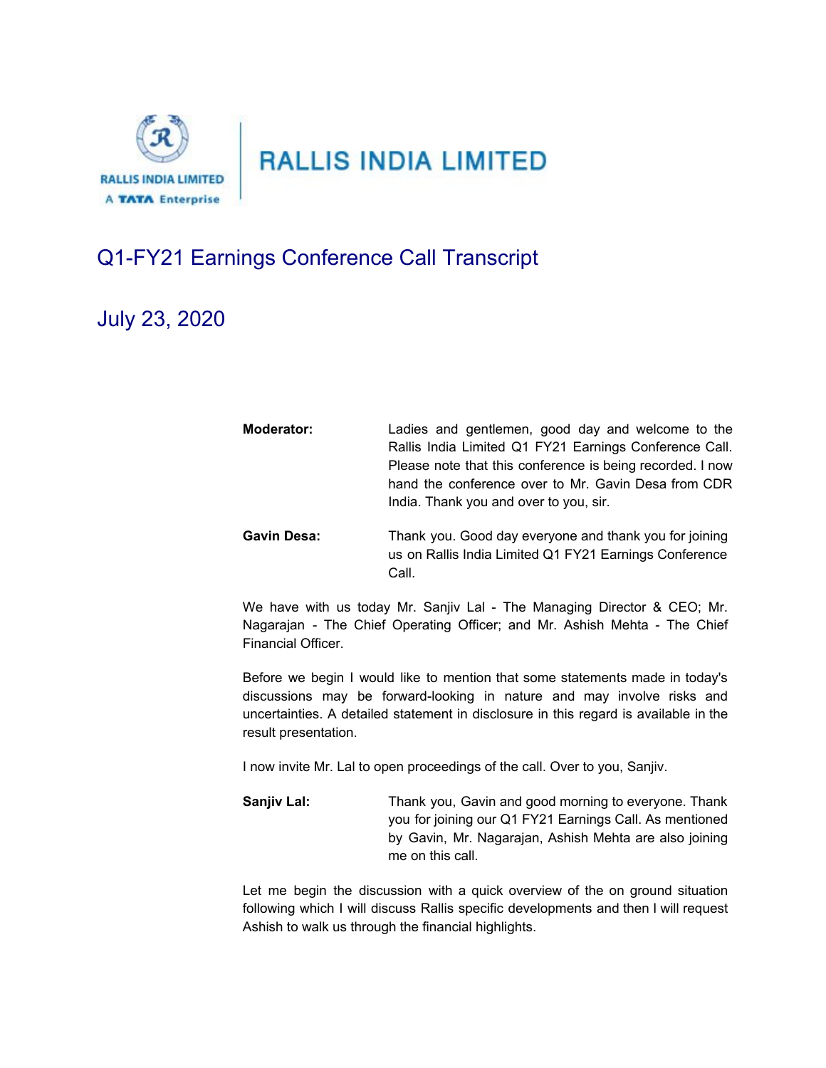RALLIS INDIA LIMITED
A TATA Enterprise

# RALLIS INDIA LIMITED

## Q1-FY21 Earnings Conference Call Transcript

## July 23, 2020

**Moderator:** Ladies and gentlemen, good day and welcome to the Rallis India Limited Q1 FY21 Earnings Conference Call. Please note that this conference is being recorded. I now hand the conference over to Mr. Gavin Desa from CDR India. Thank you and over to you, sir.

**Gavin Desa:** Thank you. Good day everyone and thank you for joining us on Rallis India Limited Q1 FY21 Earnings Conference Call.

We have with us today Mr. Sanjiv Lal - The Managing Director & CEO; Mr. Nagarajan - The Chief Operating Officer; and Mr. Ashish Mehta - The Chief Financial Officer.

Before we begin I would like to mention that some statements made in today's discussions may be forward-looking in nature and may involve risks and uncertainties. A detailed statement in disclosure in this regard is available in the result presentation.

I now invite Mr. Lal to open proceedings of the call. Over to you, Sanjiv.

**Sanjiv Lal:** Thank you, Gavin and good morning to everyone. Thank you for joining our Q1 FY21 Earnings Call. As mentioned by Gavin, Mr. Nagarajan, Ashish Mehta are also joining me on this call.

Let me begin the discussion with a quick overview of the on ground situation following which I will discuss Rallis specific developments and then I will request Ashish to walk us through the financial highlights.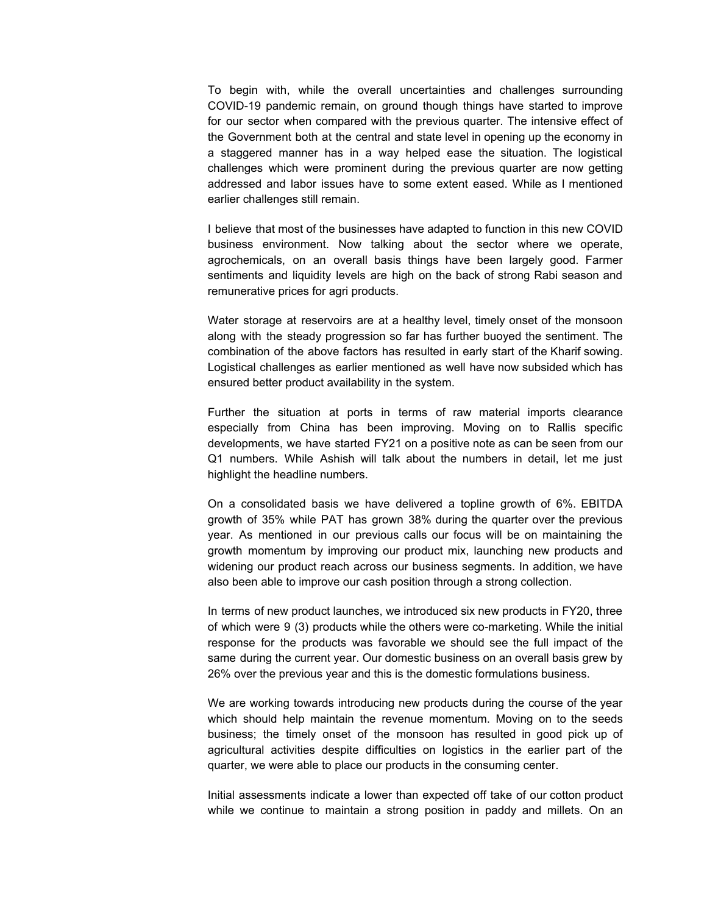To begin with, while the overall uncertainties and challenges surrounding COVID-19 pandemic remain, on ground though things have started to improve for our sector when compared with the previous quarter. The intensive effect of the Government both at the central and state level in opening up the economy in a staggered manner has in a way helped ease the situation. The logistical challenges which were prominent during the previous quarter are now getting addressed and labor issues have to some extent eased. While as I mentioned earlier challenges still remain.

I believe that most of the businesses have adapted to function in this new COVID business environment. Now talking about the sector where we operate, agrochemicals, on an overall basis things have been largely good. Farmer sentiments and liquidity levels are high on the back of strong Rabi season and remunerative prices for agri products.

Water storage at reservoirs are at a healthy level, timely onset of the monsoon along with the steady progression so far has further buoyed the sentiment. The combination of the above factors has resulted in early start of the Kharif sowing. Logistical challenges as earlier mentioned as well have now subsided which has ensured better product availability in the system.

Further the situation at ports in terms of raw material imports clearance especially from China has been improving. Moving on to Rallis specific developments, we have started FY21 on a positive note as can be seen from our Q1 numbers. While Ashish will talk about the numbers in detail, let me just highlight the headline numbers.

On a consolidated basis we have delivered a topline growth of 6%. EBITDA growth of 35% while PAT has grown 38% during the quarter over the previous year. As mentioned in our previous calls our focus will be on maintaining the growth momentum by improving our product mix, launching new products and widening our product reach across our business segments. In addition, we have also been able to improve our cash position through a strong collection.

In terms of new product launches, we introduced six new products in FY20, three of which were 9 (3) products while the others were co-marketing. While the initial response for the products was favorable we should see the full impact of the same during the current year. Our domestic business on an overall basis grew by 26% over the previous year and this is the domestic formulations business.

We are working towards introducing new products during the course of the year which should help maintain the revenue momentum. Moving on to the seeds business; the timely onset of the monsoon has resulted in good pick up of agricultural activities despite difficulties on logistics in the earlier part of the quarter, we were able to place our products in the consuming center.

Initial assessments indicate a lower than expected off take of our cotton product while we continue to maintain a strong position in paddy and millets. On an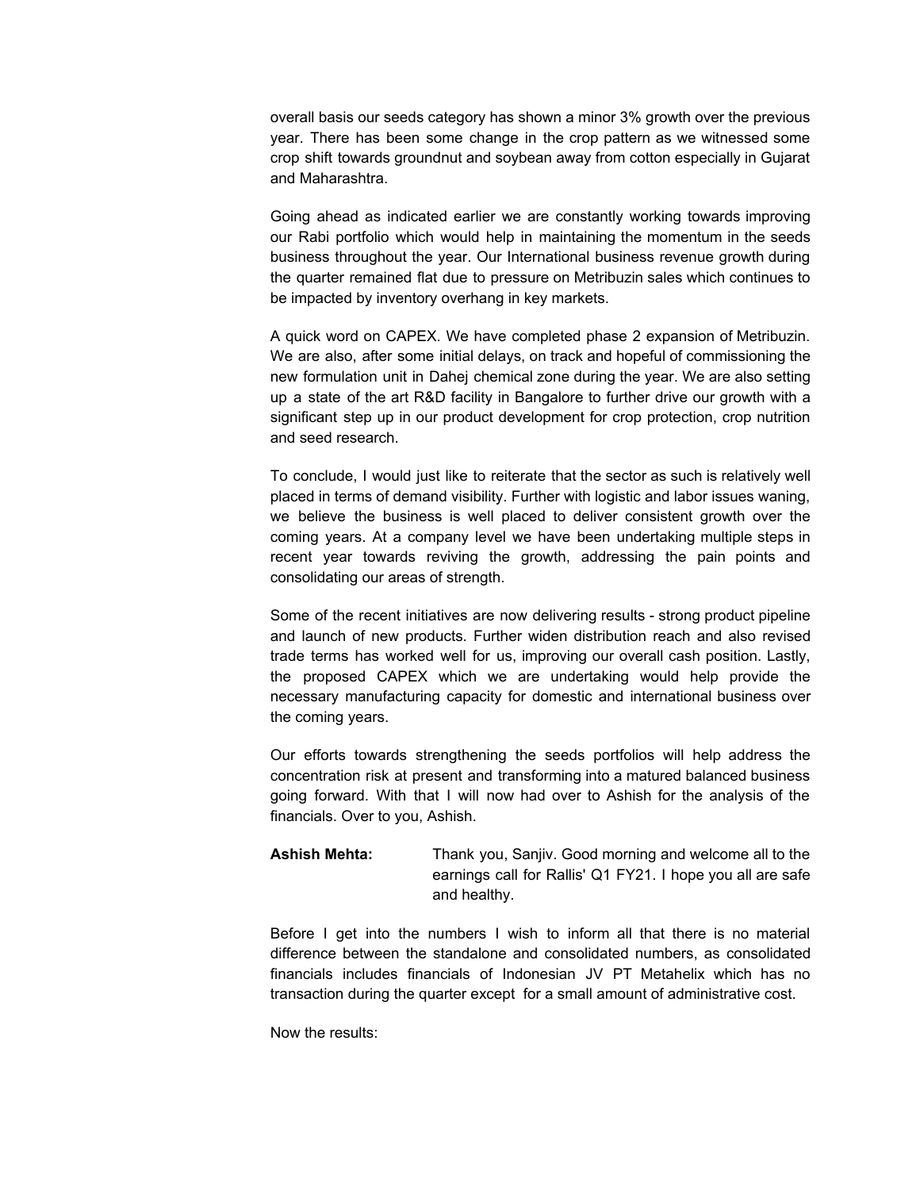overall basis our seeds category has shown a minor 3% growth over the previous year. There has been some change in the crop pattern as we witnessed some crop shift towards groundnut and soybean away from cotton especially in Gujarat and Maharashtra.

Going ahead as indicated earlier we are constantly working towards improving our Rabi portfolio which would help in maintaining the momentum in the seeds business throughout the year. Our International business revenue growth during the quarter remained flat due to pressure on Metribuzin sales which continues to be impacted by inventory overhang in key markets.

A quick word on CAPEX. We have completed phase 2 expansion of Metribuzin. We are also, after some initial delays, on track and hopeful of commissioning the new formulation unit in Dahej chemical zone during the year. We are also setting up a state of the art R&D facility in Bangalore to further drive our growth with a significant step up in our product development for crop protection, crop nutrition and seed research.

To conclude, I would just like to reiterate that the sector as such is relatively well placed in terms of demand visibility. Further with logistic and labor issues waning, we believe the business is well placed to deliver consistent growth over the coming years. At a company level we have been undertaking multiple steps in recent year towards reviving the growth, addressing the pain points and consolidating our areas of strength.

Some of the recent initiatives are now delivering results - strong product pipeline and launch of new products. Further widen distribution reach and also revised trade terms has worked well for us, improving our overall cash position. Lastly, the proposed CAPEX which we are undertaking would help provide the necessary manufacturing capacity for domestic and international business over the coming years.

Our efforts towards strengthening the seeds portfolios will help address the concentration risk at present and transforming into a matured balanced business going forward. With that I will now had over to Ashish for the analysis of the financials. Over to you, Ashish.

**Ashish Mehta:** Thank you, Sanjiv. Good morning and welcome all to the earnings call for Rallis' Q1 FY21. I hope you all are safe and healthy.

Before I get into the numbers I wish to inform all that there is no material difference between the standalone and consolidated numbers, as consolidated financials includes financials of Indonesian JV PT Metahelix which has no transaction during the quarter except for a small amount of administrative cost.

Now the results: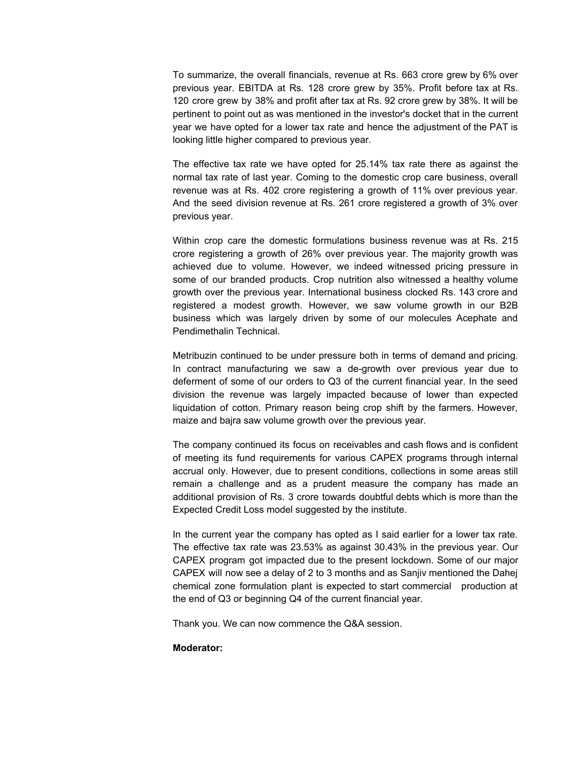To summarize, the overall financials, revenue at Rs. 663 crore grew by 6% over previous year. EBITDA at Rs. 128 crore grew by 35%. Profit before tax at Rs. 120 crore grew by 38% and profit after tax at Rs. 92 crore grew by 38%. It will be pertinent to point out as was mentioned in the investor's docket that in the current year we have opted for a lower tax rate and hence the adjustment of the PAT is looking little higher compared to previous year.

The effective tax rate we have opted for 25.14% tax rate there as against the normal tax rate of last year. Coming to the domestic crop care business, overall revenue was at Rs. 402 crore registering a growth of 11% over previous year. And the seed division revenue at Rs. 261 crore registered a growth of 3% over previous year.

Within crop care the domestic formulations business revenue was at Rs. 215 crore registering a growth of 26% over previous year. The majority growth was achieved due to volume. However, we indeed witnessed pricing pressure in some of our branded products. Crop nutrition also witnessed a healthy volume growth over the previous year. International business clocked Rs. 143 crore and registered a modest growth. However, we saw volume growth in our B2B business which was largely driven by some of our molecules Acephate and Pendimethalin Technical.

Metribuzin continued to be under pressure both in terms of demand and pricing. In contract manufacturing we saw a de-growth over previous year due to deferment of some of our orders to Q3 of the current financial year. In the seed division the revenue was largely impacted because of lower than expected liquidation of cotton. Primary reason being crop shift by the farmers. However, maize and bajra saw volume growth over the previous year.

The company continued its focus on receivables and cash flows and is confident of meeting its fund requirements for various CAPEX programs through internal accrual only. However, due to present conditions, collections in some areas still remain a challenge and as a prudent measure the company has made an additional provision of Rs. 3 crore towards doubtful debts which is more than the Expected Credit Loss model suggested by the institute.

In the current year the company has opted as I said earlier for a lower tax rate. The effective tax rate was 23.53% as against 30.43% in the previous year. Our CAPEX program got impacted due to the present lockdown. Some of our major CAPEX will now see a delay of 2 to 3 months and as Sanjiv mentioned the Dahej chemical zone formulation plant is expected to start commercial production at the end of Q3 or beginning Q4 of the current financial year.

Thank you. We can now commence the Q&A session.

**Moderator:**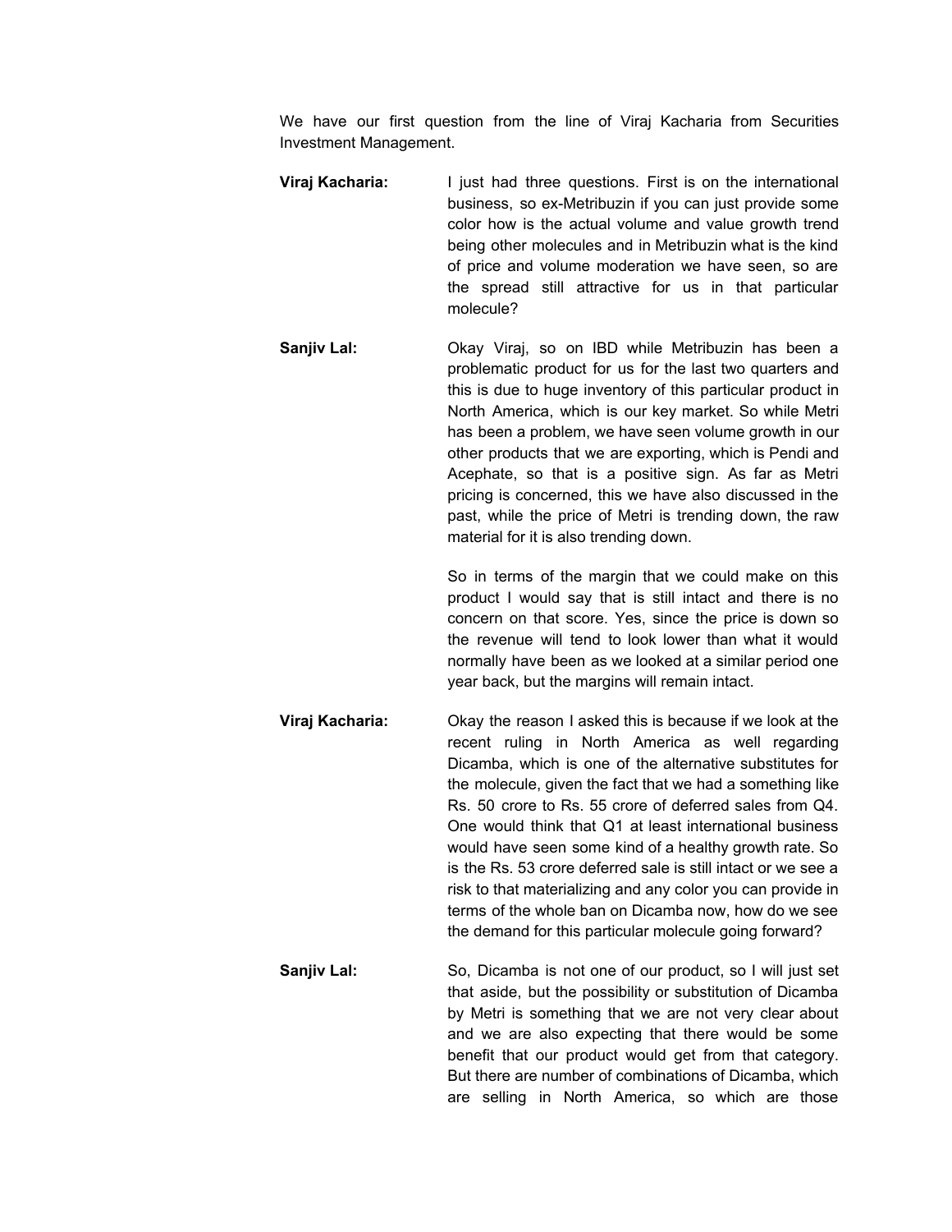We have our first question from the line of Viraj Kacharia from Securities Investment Management.

**Viraj Kacharia:** I just had three questions. First is on the international business, so ex-Metribuzin if you can just provide some color how is the actual volume and value growth trend being other molecules and in Metribuzin what is the kind of price and volume moderation we have seen, so are the spread still attractive for us in that particular molecule?

**Sanjiv Lal:** Okay Viraj, so on IBD while Metribuzin has been a problematic product for us for the last two quarters and this is due to huge inventory of this particular product in North America, which is our key market. So while Metri has been a problem, we have seen volume growth in our other products that we are exporting, which is Pendi and Acephate, so that is a positive sign. As far as Metri pricing is concerned, this we have also discussed in the past, while the price of Metri is trending down, the raw material for it is also trending down.

So in terms of the margin that we could make on this product I would say that is still intact and there is no concern on that score. Yes, since the price is down so the revenue will tend to look lower than what it would normally have been as we looked at a similar period one year back, but the margins will remain intact.

**Viraj Kacharia:** Okay the reason I asked this is because if we look at the recent ruling in North America as well regarding Dicamba, which is one of the alternative substitutes for the molecule, given the fact that we had a something like Rs. 50 crore to Rs. 55 crore of deferred sales from Q4. One would think that Q1 at least international business would have seen some kind of a healthy growth rate. So is the Rs. 53 crore deferred sale is still intact or we see a risk to that materializing and any color you can provide in terms of the whole ban on Dicamba now, how do we see the demand for this particular molecule going forward?

**Sanjiv Lal:** So, Dicamba is not one of our product, so I will just set that aside, but the possibility or substitution of Dicamba by Metri is something that we are not very clear about and we are also expecting that there would be some benefit that our product would get from that category. But there are number of combinations of Dicamba, which are selling in North America, so which are those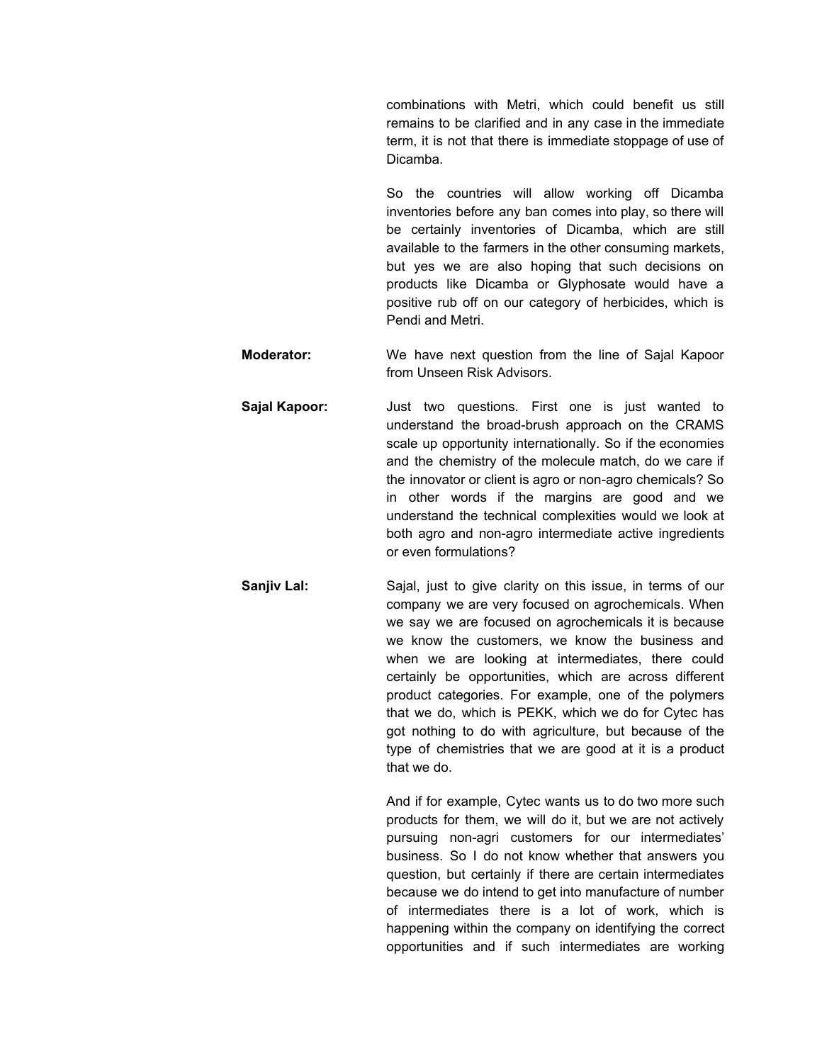combinations with Metri, which could benefit us still remains to be clarified and in any case in the immediate term, it is not that there is immediate stoppage of use of Dicamba.

So the countries will allow working off Dicamba inventories before any ban comes into play, so there will be certainly inventories of Dicamba, which are still available to the farmers in the other consuming markets, but yes we are also hoping that such decisions on products like Dicamba or Glyphosate would have a positive rub off on our category of herbicides, which is Pendi and Metri.

**Moderator:** We have next question from the line of Sajal Kapoor from Unseen Risk Advisors.

**Sajal Kapoor:** Just two questions. First one is just wanted to understand the broad-brush approach on the CRAMS scale up opportunity internationally. So if the economies and the chemistry of the molecule match, do we care if the innovator or client is agro or non-agro chemicals? So in other words if the margins are good and we understand the technical complexities would we look at both agro and non-agro intermediate active ingredients or even formulations?

**Sanjiv Lal:** Sajal, just to give clarity on this issue, in terms of our company we are very focused on agrochemicals. When we say we are focused on agrochemicals it is because we know the customers, we know the business and when we are looking at intermediates, there could certainly be opportunities, which are across different product categories. For example, one of the polymers that we do, which is PEKK, which we do for Cytec has got nothing to do with agriculture, but because of the type of chemistries that we are good at it is a product that we do.

And if for example, Cytec wants us to do two more such products for them, we will do it, but we are not actively pursuing non-agri customers for our intermediates' business. So I do not know whether that answers you question, but certainly if there are certain intermediates because we do intend to get into manufacture of number of intermediates there is a lot of work, which is happening within the company on identifying the correct opportunities and if such intermediates are working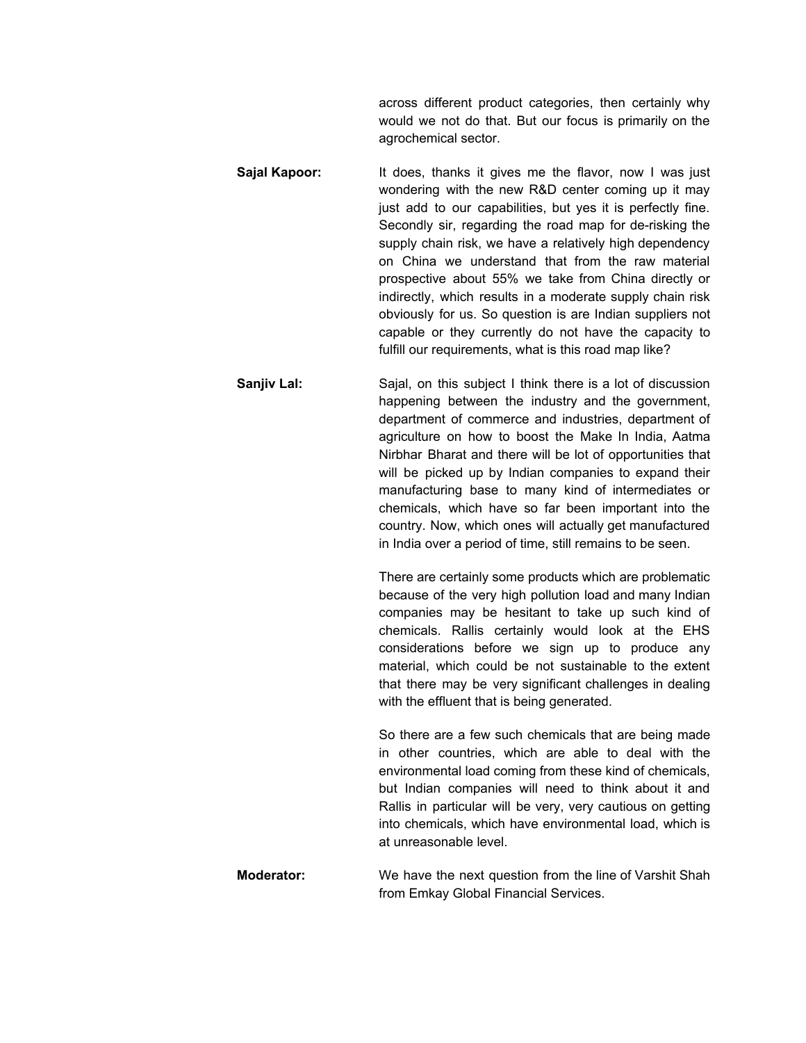across different product categories, then certainly why would we not do that. But our focus is primarily on the agrochemical sector.

**Sajal Kapoor:** It does, thanks it gives me the flavor, now I was just wondering with the new R&D center coming up it may just add to our capabilities, but yes it is perfectly fine. Secondly sir, regarding the road map for de-risking the supply chain risk, we have a relatively high dependency on China we understand that from the raw material prospective about 55% we take from China directly or indirectly, which results in a moderate supply chain risk obviously for us. So question is are Indian suppliers not capable or they currently do not have the capacity to fulfill our requirements, what is this road map like?

**Sanjiv Lal:** Sajal, on this subject I think there is a lot of discussion happening between the industry and the government, department of commerce and industries, department of agriculture on how to boost the Make In India, Aatma Nirbhar Bharat and there will be lot of opportunities that will be picked up by Indian companies to expand their manufacturing base to many kind of intermediates or chemicals, which have so far been important into the country. Now, which ones will actually get manufactured in India over a period of time, still remains to be seen.

There are certainly some products which are problematic because of the very high pollution load and many Indian companies may be hesitant to take up such kind of chemicals. Rallis certainly would look at the EHS considerations before we sign up to produce any material, which could be not sustainable to the extent that there may be very significant challenges in dealing with the effluent that is being generated.

So there are a few such chemicals that are being made in other countries, which are able to deal with the environmental load coming from these kind of chemicals, but Indian companies will need to think about it and Rallis in particular will be very, very cautious on getting into chemicals, which have environmental load, which is at unreasonable level.

**Moderator:** We have the next question from the line of Varshit Shah from Emkay Global Financial Services.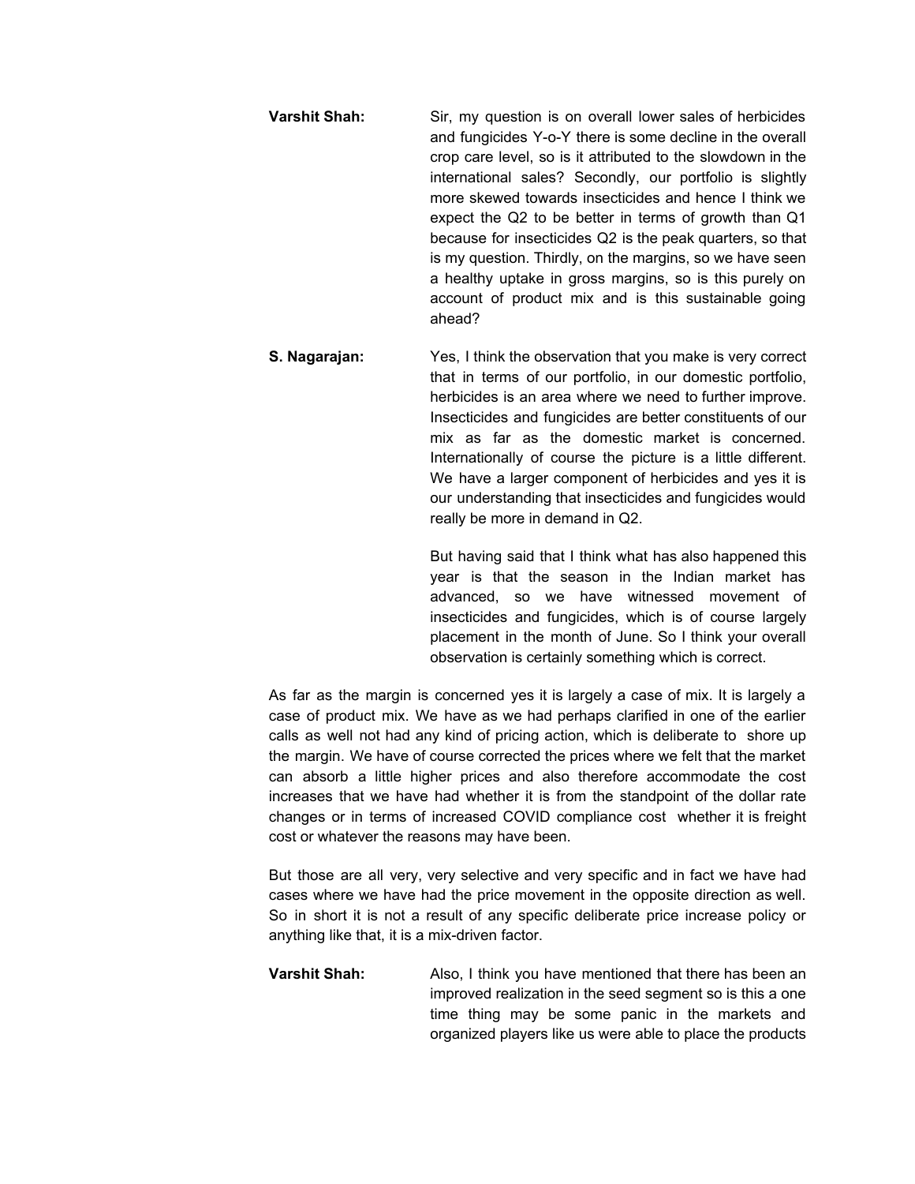**Varshit Shah:** Sir, my question is on overall lower sales of herbicides and fungicides Y-o-Y there is some decline in the overall crop care level, so is it attributed to the slowdown in the international sales? Secondly, our portfolio is slightly more skewed towards insecticides and hence I think we expect the Q2 to be better in terms of growth than Q1 because for insecticides Q2 is the peak quarters, so that is my question. Thirdly, on the margins, so we have seen a healthy uptake in gross margins, so is this purely on account of product mix and is this sustainable going ahead?

**S. Nagarajan:** Yes, I think the observation that you make is very correct that in terms of our portfolio, in our domestic portfolio, herbicides is an area where we need to further improve. Insecticides and fungicides are better constituents of our mix as far as the domestic market is concerned. Internationally of course the picture is a little different. We have a larger component of herbicides and yes it is our understanding that insecticides and fungicides would really be more in demand in Q2.

But having said that I think what has also happened this year is that the season in the Indian market has advanced, so we have witnessed movement of insecticides and fungicides, which is of course largely placement in the month of June. So I think your overall observation is certainly something which is correct.

As far as the margin is concerned yes it is largely a case of mix. It is largely a case of product mix. We have as we had perhaps clarified in one of the earlier calls as well not had any kind of pricing action, which is deliberate to shore up the margin. We have of course corrected the prices where we felt that the market can absorb a little higher prices and also therefore accommodate the cost increases that we have had whether it is from the standpoint of the dollar rate changes or in terms of increased COVID compliance cost whether it is freight cost or whatever the reasons may have been.

But those are all very, very selective and very specific and in fact we have had cases where we have had the price movement in the opposite direction as well. So in short it is not a result of any specific deliberate price increase policy or anything like that, it is a mix-driven factor.

**Varshit Shah:** Also, I think you have mentioned that there has been an improved realization in the seed segment so is this a one time thing may be some panic in the markets and organized players like us were able to place the products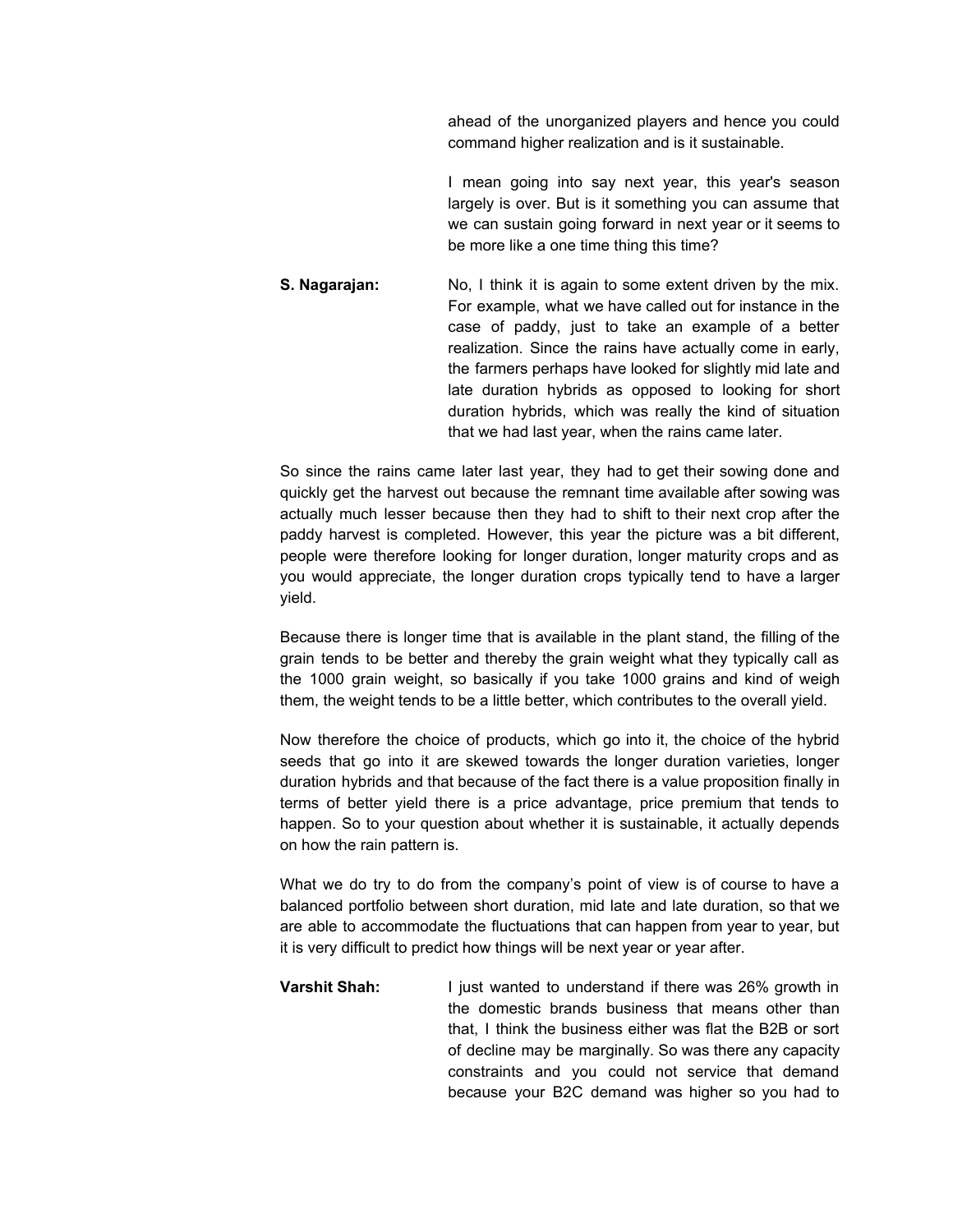ahead of the unorganized players and hence you could command higher realization and is it sustainable.

I mean going into say next year, this year's season largely is over. But is it something you can assume that we can sustain going forward in next year or it seems to be more like a one time thing this time?

**S. Nagarajan:** No, I think it is again to some extent driven by the mix. For example, what we have called out for instance in the case of paddy, just to take an example of a better realization. Since the rains have actually come in early, the farmers perhaps have looked for slightly mid late and late duration hybrids as opposed to looking for short duration hybrids, which was really the kind of situation that we had last year, when the rains came later.

So since the rains came later last year, they had to get their sowing done and quickly get the harvest out because the remnant time available after sowing was actually much lesser because then they had to shift to their next crop after the paddy harvest is completed. However, this year the picture was a bit different, people were therefore looking for longer duration, longer maturity crops and as you would appreciate, the longer duration crops typically tend to have a larger yield.

Because there is longer time that is available in the plant stand, the filling of the grain tends to be better and thereby the grain weight what they typically call as the 1000 grain weight, so basically if you take 1000 grains and kind of weigh them, the weight tends to be a little better, which contributes to the overall yield.

Now therefore the choice of products, which go into it, the choice of the hybrid seeds that go into it are skewed towards the longer duration varieties, longer duration hybrids and that because of the fact there is a value proposition finally in terms of better yield there is a price advantage, price premium that tends to happen. So to your question about whether it is sustainable, it actually depends on how the rain pattern is.

What we do try to do from the company's point of view is of course to have a balanced portfolio between short duration, mid late and late duration, so that we are able to accommodate the fluctuations that can happen from year to year, but it is very difficult to predict how things will be next year or year after.

**Varshit Shah:** I just wanted to understand if there was 26% growth in the domestic brands business that means other than that, I think the business either was flat the B2B or sort of decline may be marginally. So was there any capacity constraints and you could not service that demand because your B2C demand was higher so you had to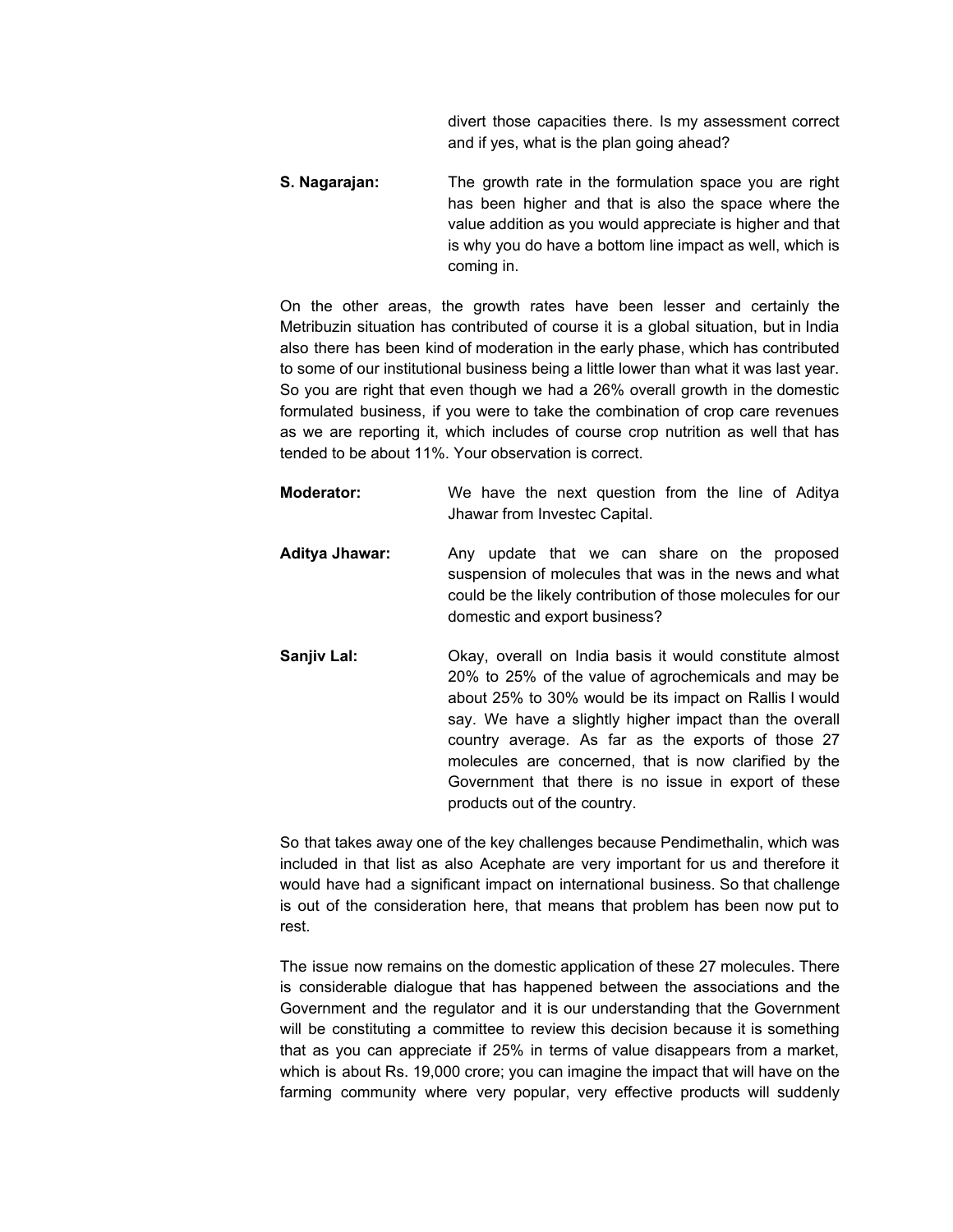divert those capacities there. Is my assessment correct and if yes, what is the plan going ahead?

**S. Nagarajan:** The growth rate in the formulation space you are right has been higher and that is also the space where the value addition as you would appreciate is higher and that is why you do have a bottom line impact as well, which is coming in.

On the other areas, the growth rates have been lesser and certainly the Metribuzin situation has contributed of course it is a global situation, but in India also there has been kind of moderation in the early phase, which has contributed to some of our institutional business being a little lower than what it was last year. So you are right that even though we had a 26% overall growth in the domestic formulated business, if you were to take the combination of crop care revenues as we are reporting it, which includes of course crop nutrition as well that has tended to be about 11%. Your observation is correct.

**Moderator:** We have the next question from the line of Aditya Jhawar from Investec Capital.

**Aditya Jhawar:** Any update that we can share on the proposed suspension of molecules that was in the news and what could be the likely contribution of those molecules for our domestic and export business?

**Sanjiv Lal:** Okay, overall on India basis it would constitute almost 20% to 25% of the value of agrochemicals and may be about 25% to 30% would be its impact on Rallis I would say. We have a slightly higher impact than the overall country average. As far as the exports of those 27 molecules are concerned, that is now clarified by the Government that there is no issue in export of these products out of the country.

So that takes away one of the key challenges because Pendimethalin, which was included in that list as also Acephate are very important for us and therefore it would have had a significant impact on international business. So that challenge is out of the consideration here, that means that problem has been now put to rest.

The issue now remains on the domestic application of these 27 molecules. There is considerable dialogue that has happened between the associations and the Government and the regulator and it is our understanding that the Government will be constituting a committee to review this decision because it is something that as you can appreciate if 25% in terms of value disappears from a market, which is about Rs. 19,000 crore; you can imagine the impact that will have on the farming community where very popular, very effective products will suddenly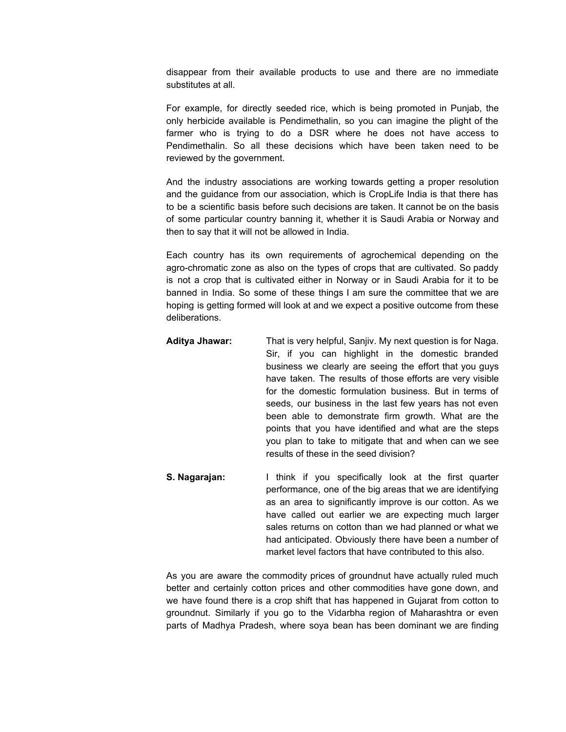disappear from their available products to use and there are no immediate substitutes at all.

For example, for directly seeded rice, which is being promoted in Punjab, the only herbicide available is Pendimethalin, so you can imagine the plight of the farmer who is trying to do a DSR where he does not have access to Pendimethalin. So all these decisions which have been taken need to be reviewed by the government.

And the industry associations are working towards getting a proper resolution and the guidance from our association, which is CropLife India is that there has to be a scientific basis before such decisions are taken. It cannot be on the basis of some particular country banning it, whether it is Saudi Arabia or Norway and then to say that it will not be allowed in India.

Each country has its own requirements of agrochemical depending on the agro-chromatic zone as also on the types of crops that are cultivated. So paddy is not a crop that is cultivated either in Norway or in Saudi Arabia for it to be banned in India. So some of these things I am sure the committee that we are hoping is getting formed will look at and we expect a positive outcome from these deliberations.

**Aditya Jhawar:** That is very helpful, Sanjiv. My next question is for Naga. Sir, if you can highlight in the domestic branded business we clearly are seeing the effort that you guys have taken. The results of those efforts are very visible for the domestic formulation business. But in terms of seeds, our business in the last few years has not even been able to demonstrate firm growth. What are the points that you have identified and what are the steps you plan to take to mitigate that and when can we see results of these in the seed division?

**S. Nagarajan:** I think if you specifically look at the first quarter performance, one of the big areas that we are identifying as an area to significantly improve is our cotton. As we have called out earlier we are expecting much larger sales returns on cotton than we had planned or what we had anticipated. Obviously there have been a number of market level factors that have contributed to this also.

As you are aware the commodity prices of groundnut have actually ruled much better and certainly cotton prices and other commodities have gone down, and we have found there is a crop shift that has happened in Gujarat from cotton to groundnut. Similarly if you go to the Vidarbha region of Maharashtra or even parts of Madhya Pradesh, where soya bean has been dominant we are finding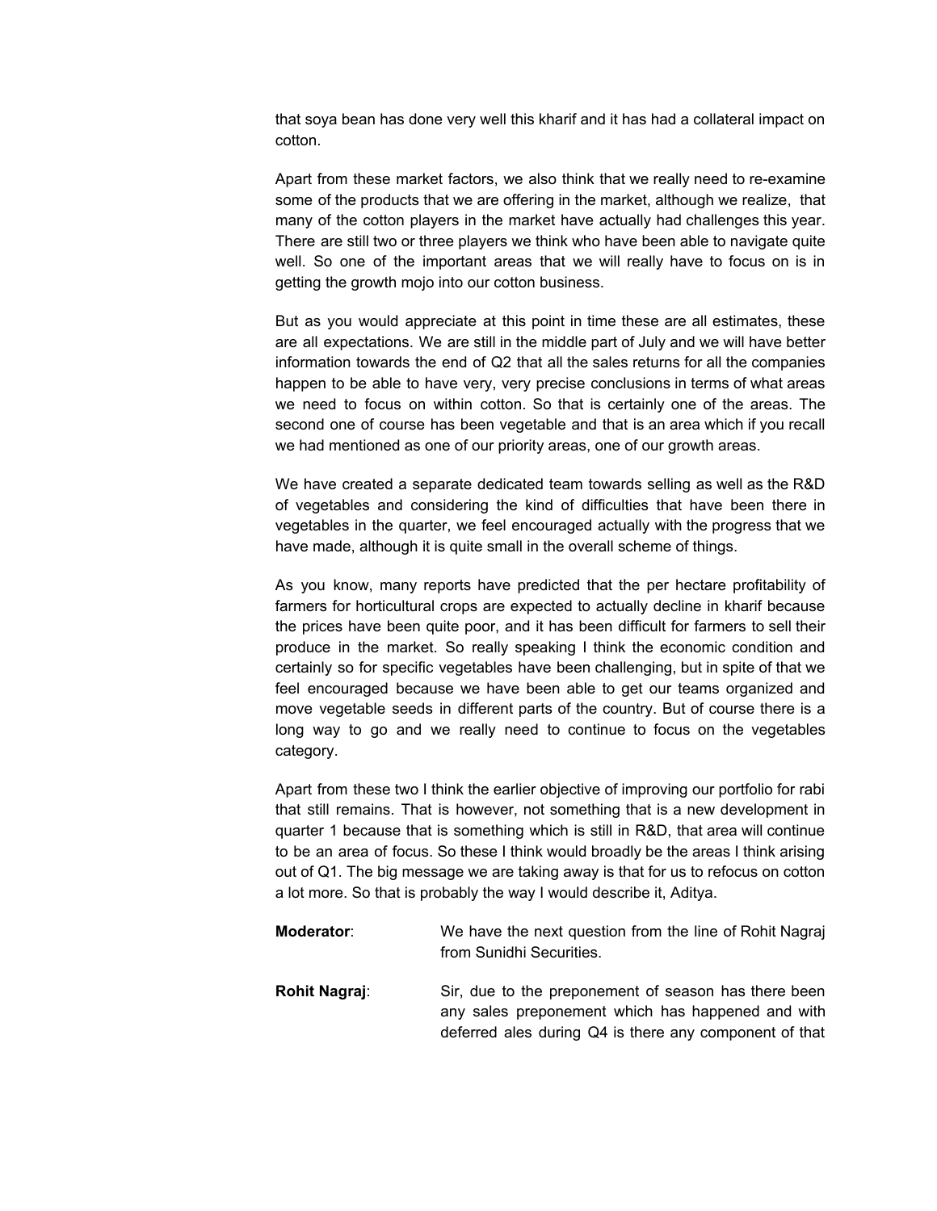that soya bean has done very well this kharif and it has had a collateral impact on cotton.

Apart from these market factors, we also think that we really need to re-examine some of the products that we are offering in the market, although we realize, that many of the cotton players in the market have actually had challenges this year. There are still two or three players we think who have been able to navigate quite well. So one of the important areas that we will really have to focus on is in getting the growth mojo into our cotton business.

But as you would appreciate at this point in time these are all estimates, these are all expectations. We are still in the middle part of July and we will have better information towards the end of Q2 that all the sales returns for all the companies happen to be able to have very, very precise conclusions in terms of what areas we need to focus on within cotton. So that is certainly one of the areas. The second one of course has been vegetable and that is an area which if you recall we had mentioned as one of our priority areas, one of our growth areas.

We have created a separate dedicated team towards selling as well as the R&D of vegetables and considering the kind of difficulties that have been there in vegetables in the quarter, we feel encouraged actually with the progress that we have made, although it is quite small in the overall scheme of things.

As you know, many reports have predicted that the per hectare profitability of farmers for horticultural crops are expected to actually decline in kharif because the prices have been quite poor, and it has been difficult for farmers to sell their produce in the market. So really speaking I think the economic condition and certainly so for specific vegetables have been challenging, but in spite of that we feel encouraged because we have been able to get our teams organized and move vegetable seeds in different parts of the country. But of course there is a long way to go and we really need to continue to focus on the vegetables category.

Apart from these two I think the earlier objective of improving our portfolio for rabi that still remains. That is however, not something that is a new development in quarter 1 because that is something which is still in R&D, that area will continue to be an area of focus. So these I think would broadly be the areas I think arising out of Q1. The big message we are taking away is that for us to refocus on cotton a lot more. So that is probably the way I would describe it, Aditya.

**Moderator**: We have the next question from the line of Rohit Nagraj from Sunidhi Securities.

**Rohit Nagraj**: Sir, due to the preponement of season has there been any sales preponement which has happened and with deferred ales during Q4 is there any component of that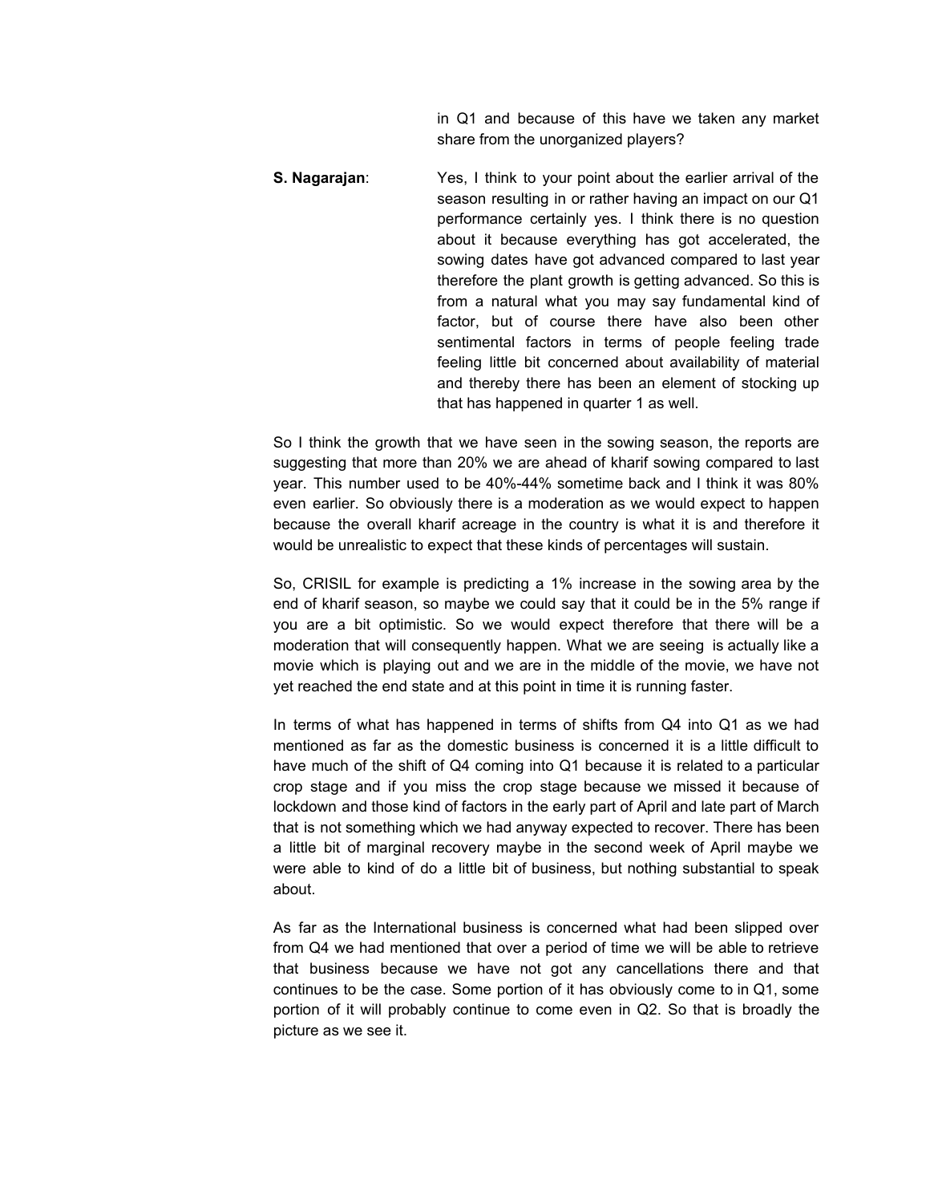in Q1 and because of this have we taken any market share from the unorganized players?

**S. Nagarajan**: Yes, I think to your point about the earlier arrival of the season resulting in or rather having an impact on our Q1 performance certainly yes. I think there is no question about it because everything has got accelerated, the sowing dates have got advanced compared to last year therefore the plant growth is getting advanced. So this is from a natural what you may say fundamental kind of factor, but of course there have also been other sentimental factors in terms of people feeling trade feeling little bit concerned about availability of material and thereby there has been an element of stocking up that has happened in quarter 1 as well.

So I think the growth that we have seen in the sowing season, the reports are suggesting that more than 20% we are ahead of kharif sowing compared to last year. This number used to be 40%-44% sometime back and I think it was 80% even earlier. So obviously there is a moderation as we would expect to happen because the overall kharif acreage in the country is what it is and therefore it would be unrealistic to expect that these kinds of percentages will sustain.

So, CRISIL for example is predicting a 1% increase in the sowing area by the end of kharif season, so maybe we could say that it could be in the 5% range if you are a bit optimistic. So we would expect therefore that there will be a moderation that will consequently happen. What we are seeing is actually like a movie which is playing out and we are in the middle of the movie, we have not yet reached the end state and at this point in time it is running faster.

In terms of what has happened in terms of shifts from Q4 into Q1 as we had mentioned as far as the domestic business is concerned it is a little difficult to have much of the shift of Q4 coming into Q1 because it is related to a particular crop stage and if you miss the crop stage because we missed it because of lockdown and those kind of factors in the early part of April and late part of March that is not something which we had anyway expected to recover. There has been a little bit of marginal recovery maybe in the second week of April maybe we were able to kind of do a little bit of business, but nothing substantial to speak about.

As far as the International business is concerned what had been slipped over from Q4 we had mentioned that over a period of time we will be able to retrieve that business because we have not got any cancellations there and that continues to be the case. Some portion of it has obviously come to in Q1, some portion of it will probably continue to come even in Q2. So that is broadly the picture as we see it.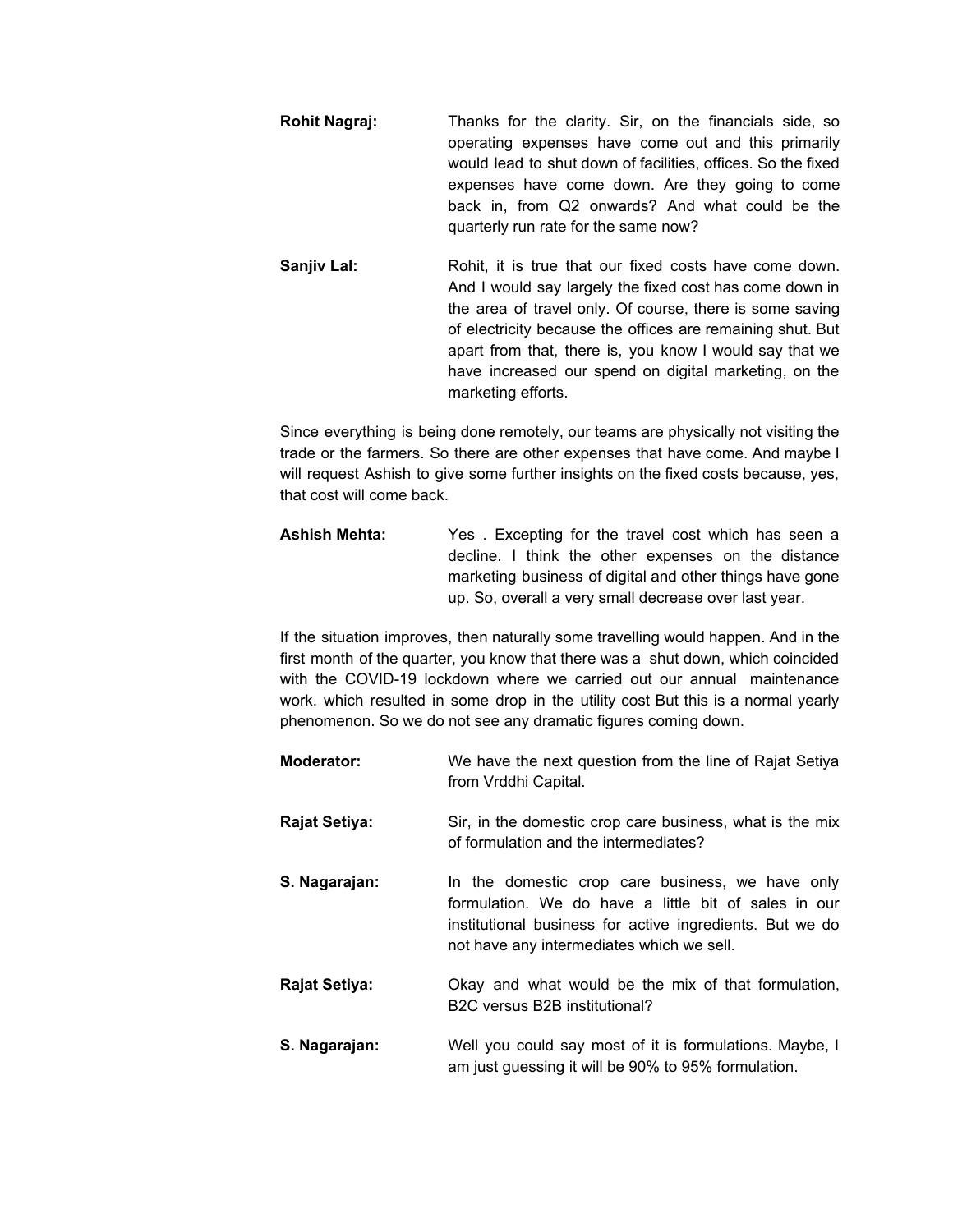**Rohit Nagraj:** Thanks for the clarity. Sir, on the financials side, so operating expenses have come out and this primarily would lead to shut down of facilities, offices. So the fixed expenses have come down. Are they going to come back in, from Q2 onwards? And what could be the quarterly run rate for the same now?

**Sanjiv Lal:** Rohit, it is true that our fixed costs have come down. And I would say largely the fixed cost has come down in the area of travel only. Of course, there is some saving of electricity because the offices are remaining shut. But apart from that, there is, you know I would say that we have increased our spend on digital marketing, on the marketing efforts.

Since everything is being done remotely, our teams are physically not visiting the trade or the farmers. So there are other expenses that have come. And maybe I will request Ashish to give some further insights on the fixed costs because, yes, that cost will come back.

**Ashish Mehta:** Yes . Excepting for the travel cost which has seen a decline. I think the other expenses on the distance marketing business of digital and other things have gone up. So, overall a very small decrease over last year.

If the situation improves, then naturally some travelling would happen. And in the first month of the quarter, you know that there was a shut down, which coincided with the COVID-19 lockdown where we carried out our annual maintenance work. which resulted in some drop in the utility cost But this is a normal yearly phenomenon. So we do not see any dramatic figures coming down.

**Moderator:** We have the next question from the line of Rajat Setiya from Vrddhi Capital.

**Rajat Setiya:** Sir, in the domestic crop care business, what is the mix of formulation and the intermediates?

**S. Nagarajan:** In the domestic crop care business, we have only formulation. We do have a little bit of sales in our institutional business for active ingredients. But we do not have any intermediates which we sell.

**Rajat Setiya:** Okay and what would be the mix of that formulation, B2C versus B2B institutional?

**S. Nagarajan:** Well you could say most of it is formulations. Maybe, I am just guessing it will be 90% to 95% formulation.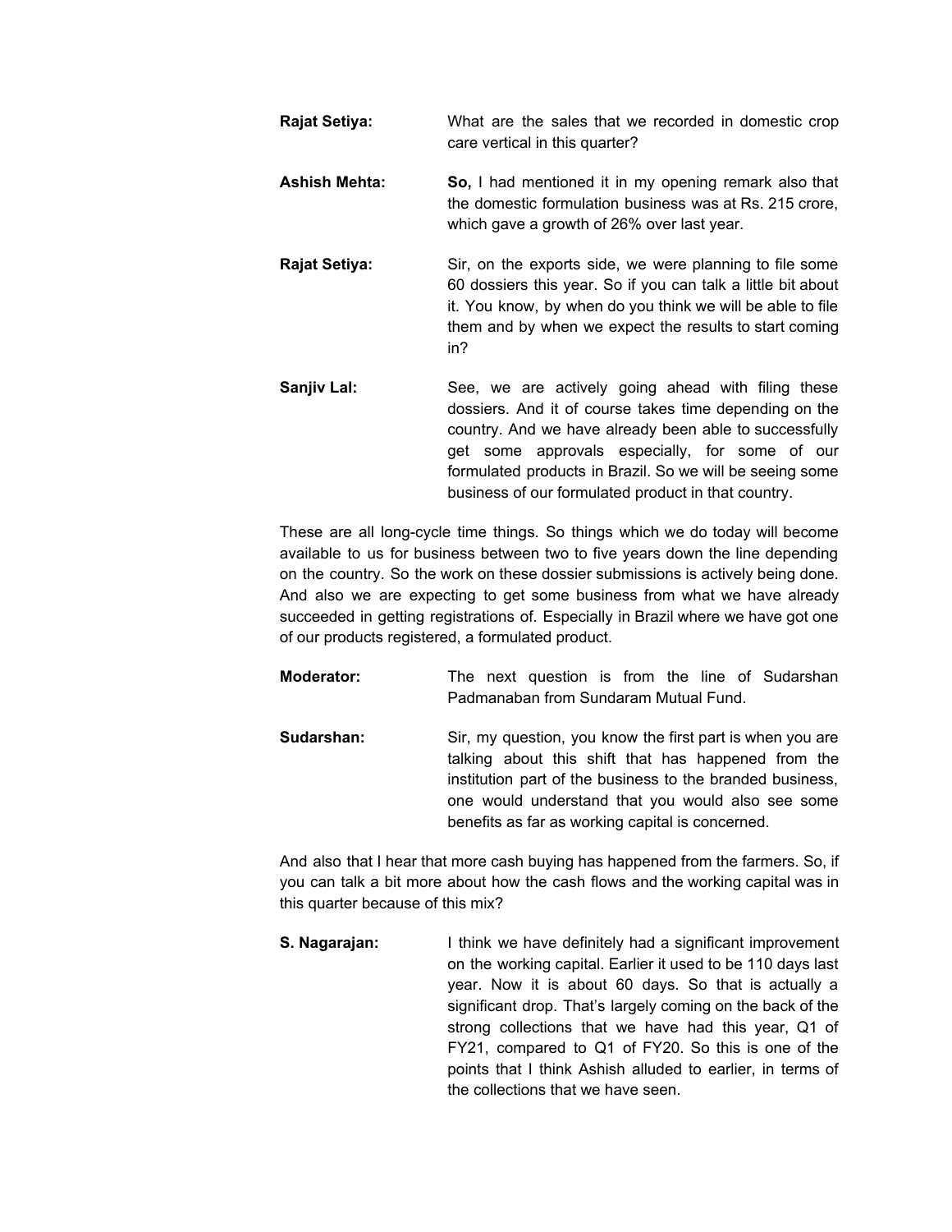**Rajat Setiya:** What are the sales that we recorded in domestic crop care vertical in this quarter?

**Ashish Mehta:** **So,** I had mentioned it in my opening remark also that the domestic formulation business was at Rs. 215 crore, which gave a growth of 26% over last year.

**Rajat Setiya:** Sir, on the exports side, we were planning to file some 60 dossiers this year. So if you can talk a little bit about it. You know, by when do you think we will be able to file them and by when we expect the results to start coming in?

**Sanjiv Lal:** See, we are actively going ahead with filing these dossiers. And it of course takes time depending on the country. And we have already been able to successfully get some approvals especially, for some of our formulated products in Brazil. So we will be seeing some business of our formulated product in that country.

These are all long-cycle time things. So things which we do today will become available to us for business between two to five years down the line depending on the country. So the work on these dossier submissions is actively being done. And also we are expecting to get some business from what we have already succeeded in getting registrations of. Especially in Brazil where we have got one of our products registered, a formulated product.

**Moderator:** The next question is from the line of Sudarshan Padmanaban from Sundaram Mutual Fund.

**Sudarshan:** Sir, my question, you know the first part is when you are talking about this shift that has happened from the institution part of the business to the branded business, one would understand that you would also see some benefits as far as working capital is concerned.

And also that I hear that more cash buying has happened from the farmers. So, if you can talk a bit more about how the cash flows and the working capital was in this quarter because of this mix?

**S. Nagarajan:** I think we have definitely had a significant improvement on the working capital. Earlier it used to be 110 days last year. Now it is about 60 days. So that is actually a significant drop. That's largely coming on the back of the strong collections that we have had this year, Q1 of FY21, compared to Q1 of FY20. So this is one of the points that I think Ashish alluded to earlier, in terms of the collections that we have seen.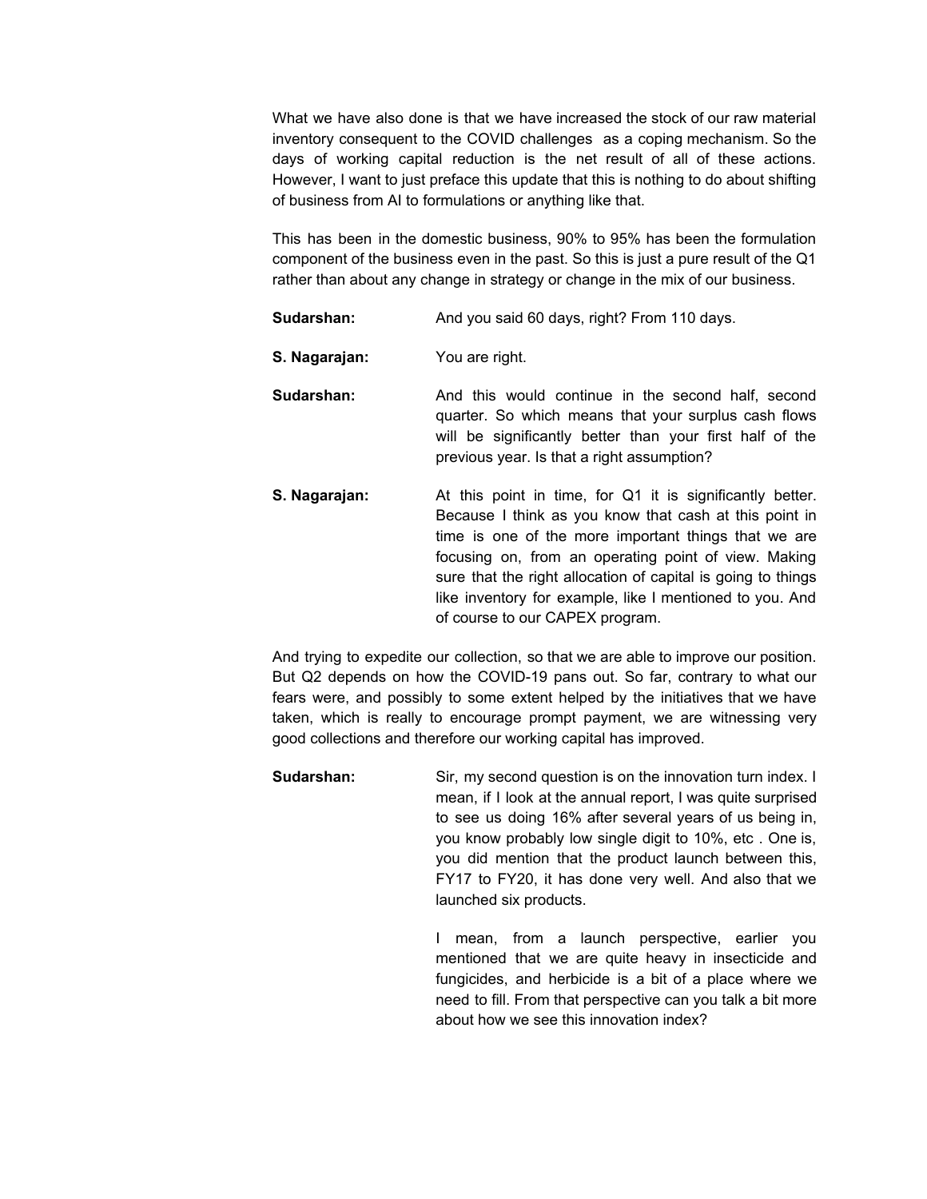What we have also done is that we have increased the stock of our raw material inventory consequent to the COVID challenges as a coping mechanism. So the days of working capital reduction is the net result of all of these actions. However, I want to just preface this update that this is nothing to do about shifting of business from AI to formulations or anything like that.

This has been in the domestic business, 90% to 95% has been the formulation component of the business even in the past. So this is just a pure result of the Q1 rather than about any change in strategy or change in the mix of our business.

**Sudarshan:** And you said 60 days, right? From 110 days.

**S. Nagarajan:** You are right.

**Sudarshan:** And this would continue in the second half, second quarter. So which means that your surplus cash flows will be significantly better than your first half of the previous year. Is that a right assumption?

**S. Nagarajan:** At this point in time, for Q1 it is significantly better. Because I think as you know that cash at this point in time is one of the more important things that we are focusing on, from an operating point of view. Making sure that the right allocation of capital is going to things like inventory for example, like I mentioned to you. And of course to our CAPEX program.

And trying to expedite our collection, so that we are able to improve our position. But Q2 depends on how the COVID-19 pans out. So far, contrary to what our fears were, and possibly to some extent helped by the initiatives that we have taken, which is really to encourage prompt payment, we are witnessing very good collections and therefore our working capital has improved.

**Sudarshan:** Sir, my second question is on the innovation turn index. I mean, if I look at the annual report, I was quite surprised to see us doing 16% after several years of us being in, you know probably low single digit to 10%, etc . One is, you did mention that the product launch between this, FY17 to FY20, it has done very well. And also that we launched six products.

I mean, from a launch perspective, earlier you mentioned that we are quite heavy in insecticide and fungicides, and herbicide is a bit of a place where we need to fill. From that perspective can you talk a bit more about how we see this innovation index?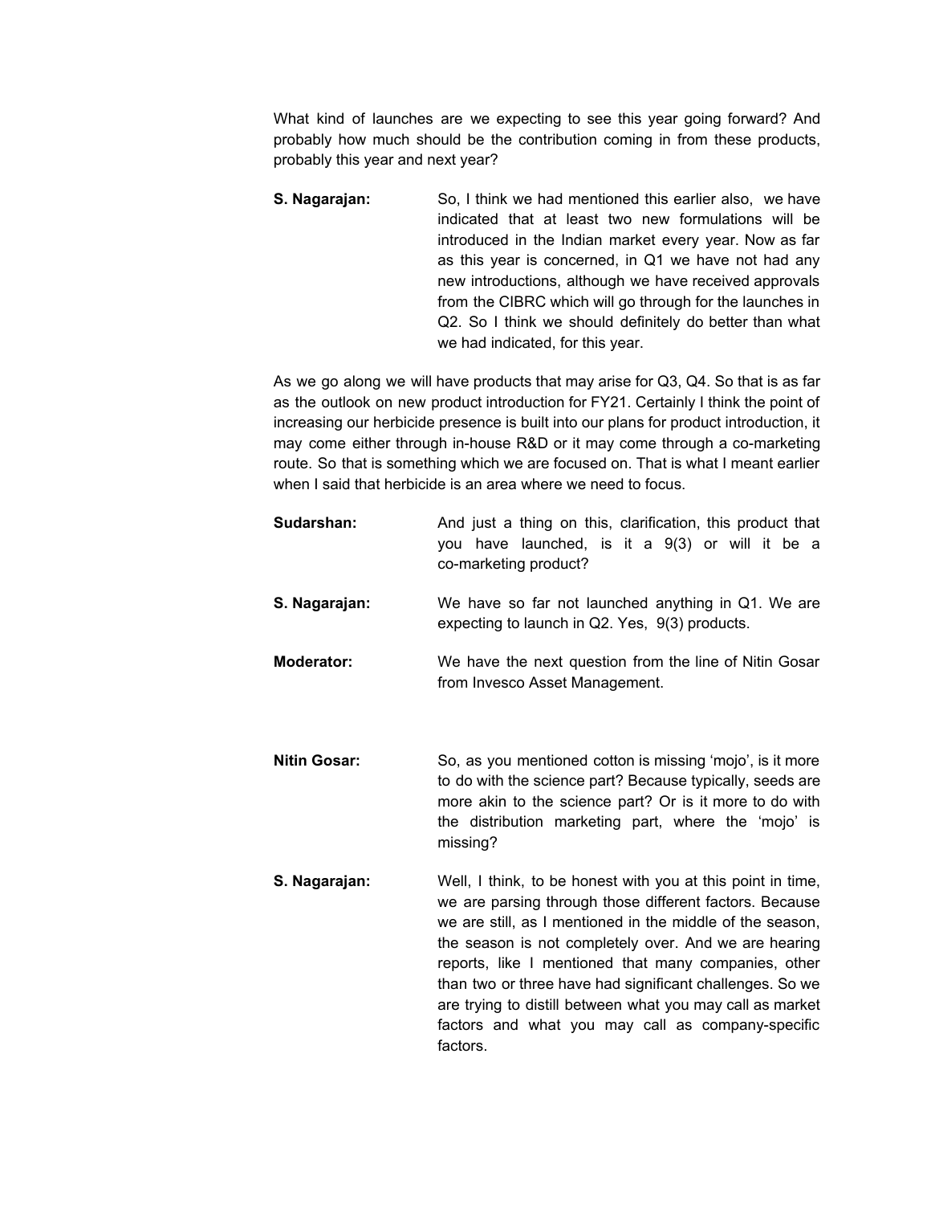What kind of launches are we expecting to see this year going forward? And probably how much should be the contribution coming in from these products, probably this year and next year?

**S. Nagarajan:** So, I think we had mentioned this earlier also, we have indicated that at least two new formulations will be introduced in the Indian market every year. Now as far as this year is concerned, in Q1 we have not had any new introductions, although we have received approvals from the CIBRC which will go through for the launches in Q2. So I think we should definitely do better than what we had indicated, for this year.

As we go along we will have products that may arise for Q3, Q4. So that is as far as the outlook on new product introduction for FY21. Certainly I think the point of increasing our herbicide presence is built into our plans for product introduction, it may come either through in-house R&D or it may come through a co-marketing route. So that is something which we are focused on. That is what I meant earlier when I said that herbicide is an area where we need to focus.

**Sudarshan:** And just a thing on this, clarification, this product that you have launched, is it a 9(3) or will it be a co-marketing product?

**S. Nagarajan:** We have so far not launched anything in Q1. We are expecting to launch in Q2. Yes, 9(3) products.

**Moderator:** We have the next question from the line of Nitin Gosar from Invesco Asset Management.

**Nitin Gosar:** So, as you mentioned cotton is missing 'mojo', is it more to do with the science part? Because typically, seeds are more akin to the science part? Or is it more to do with the distribution marketing part, where the 'mojo' is missing?

**S. Nagarajan:** Well, I think, to be honest with you at this point in time, we are parsing through those different factors. Because we are still, as I mentioned in the middle of the season, the season is not completely over. And we are hearing reports, like I mentioned that many companies, other than two or three have had significant challenges. So we are trying to distill between what you may call as market factors and what you may call as company-specific factors.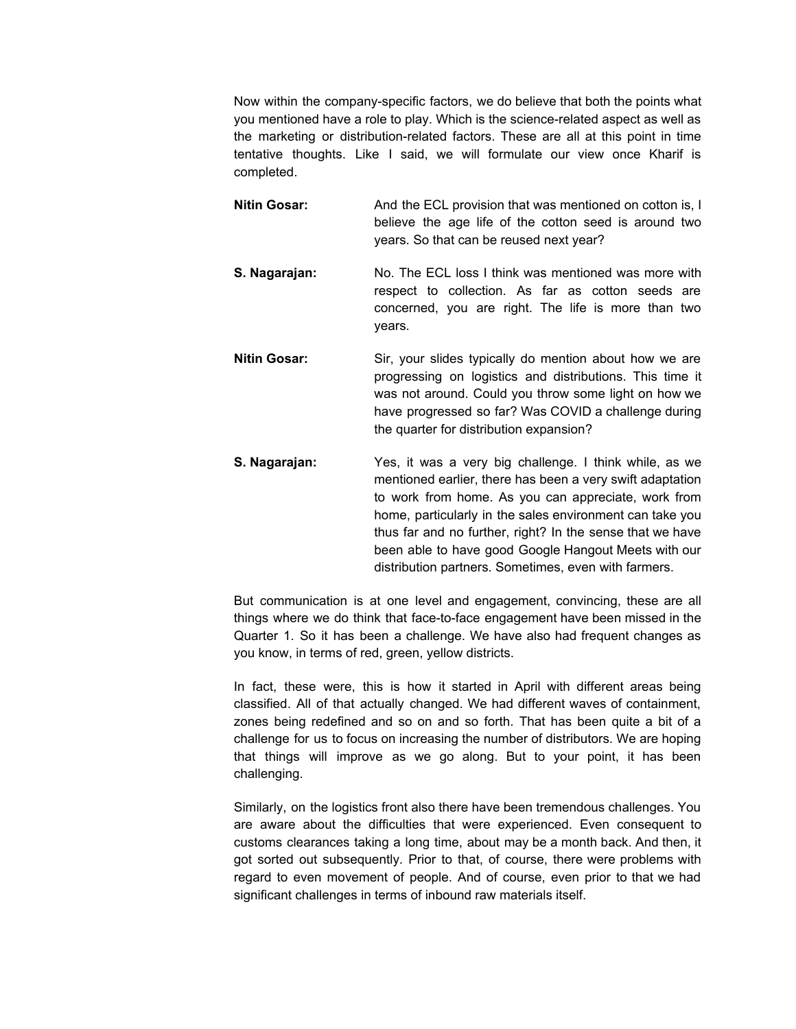Now within the company-specific factors, we do believe that both the points what you mentioned have a role to play. Which is the science-related aspect as well as the marketing or distribution-related factors. These are all at this point in time tentative thoughts. Like I said, we will formulate our view once Kharif is completed.

**Nitin Gosar:** And the ECL provision that was mentioned on cotton is, I believe the age life of the cotton seed is around two years. So that can be reused next year?

**S. Nagarajan:** No. The ECL loss I think was mentioned was more with respect to collection. As far as cotton seeds are concerned, you are right. The life is more than two years.

**Nitin Gosar:** Sir, your slides typically do mention about how we are progressing on logistics and distributions. This time it was not around. Could you throw some light on how we have progressed so far? Was COVID a challenge during the quarter for distribution expansion?

**S. Nagarajan:** Yes, it was a very big challenge. I think while, as we mentioned earlier, there has been a very swift adaptation to work from home. As you can appreciate, work from home, particularly in the sales environment can take you thus far and no further, right? In the sense that we have been able to have good Google Hangout Meets with our distribution partners. Sometimes, even with farmers.

But communication is at one level and engagement, convincing, these are all things where we do think that face-to-face engagement have been missed in the Quarter 1. So it has been a challenge. We have also had frequent changes as you know, in terms of red, green, yellow districts.

In fact, these were, this is how it started in April with different areas being classified. All of that actually changed. We had different waves of containment, zones being redefined and so on and so forth. That has been quite a bit of a challenge for us to focus on increasing the number of distributors. We are hoping that things will improve as we go along. But to your point, it has been challenging.

Similarly, on the logistics front also there have been tremendous challenges. You are aware about the difficulties that were experienced. Even consequent to customs clearances taking a long time, about may be a month back. And then, it got sorted out subsequently. Prior to that, of course, there were problems with regard to even movement of people. And of course, even prior to that we had significant challenges in terms of inbound raw materials itself.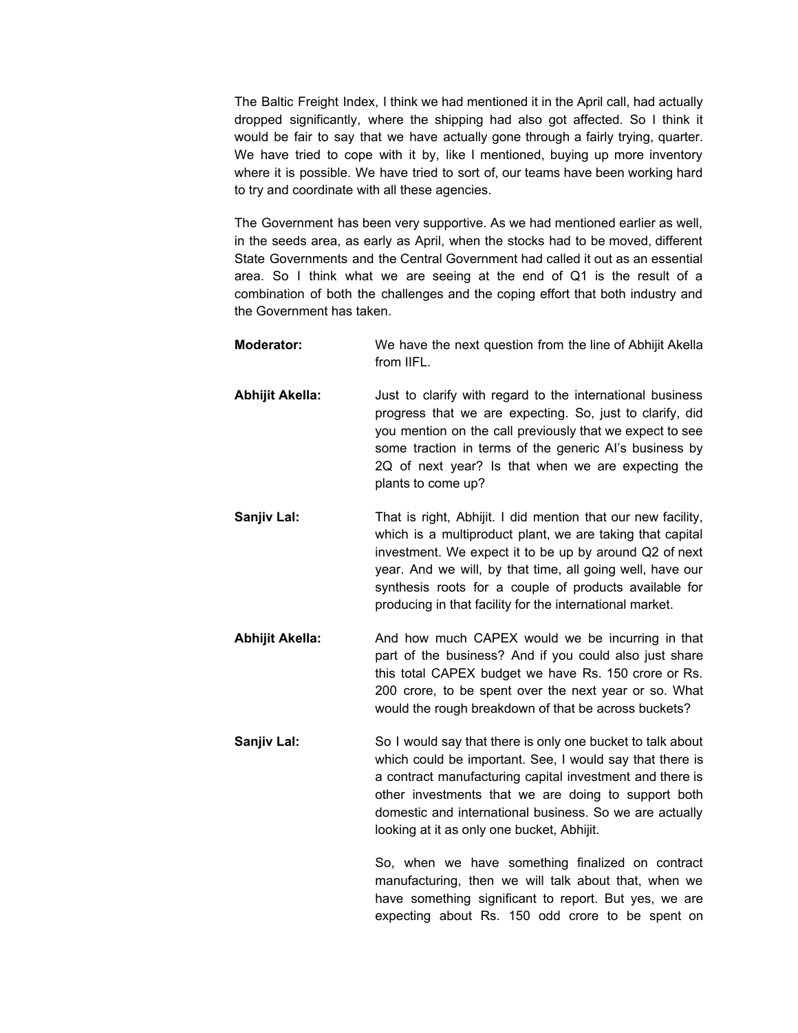The Baltic Freight Index, I think we had mentioned it in the April call, had actually dropped significantly, where the shipping had also got affected. So I think it would be fair to say that we have actually gone through a fairly trying, quarter. We have tried to cope with it by, like I mentioned, buying up more inventory where it is possible. We have tried to sort of, our teams have been working hard to try and coordinate with all these agencies.

The Government has been very supportive. As we had mentioned earlier as well, in the seeds area, as early as April, when the stocks had to be moved, different State Governments and the Central Government had called it out as an essential area. So I think what we are seeing at the end of Q1 is the result of a combination of both the challenges and the coping effort that both industry and the Government has taken.

**Moderator:** We have the next question from the line of Abhijit Akella from IIFL.

**Abhijit Akella:** Just to clarify with regard to the international business progress that we are expecting. So, just to clarify, did you mention on the call previously that we expect to see some traction in terms of the generic AI's business by 2Q of next year? Is that when we are expecting the plants to come up?

**Sanjiv Lal:** That is right, Abhijit. I did mention that our new facility, which is a multiproduct plant, we are taking that capital investment. We expect it to be up by around Q2 of next year. And we will, by that time, all going well, have our synthesis roots for a couple of products available for producing in that facility for the international market.

**Abhijit Akella:** And how much CAPEX would we be incurring in that part of the business? And if you could also just share this total CAPEX budget we have Rs. 150 crore or Rs. 200 crore, to be spent over the next year or so. What would the rough breakdown of that be across buckets?

**Sanjiv Lal:** So I would say that there is only one bucket to talk about which could be important. See, I would say that there is a contract manufacturing capital investment and there is other investments that we are doing to support both domestic and international business. So we are actually looking at it as only one bucket, Abhijit.

So, when we have something finalized on contract manufacturing, then we will talk about that, when we have something significant to report. But yes, we are expecting about Rs. 150 odd crore to be spent on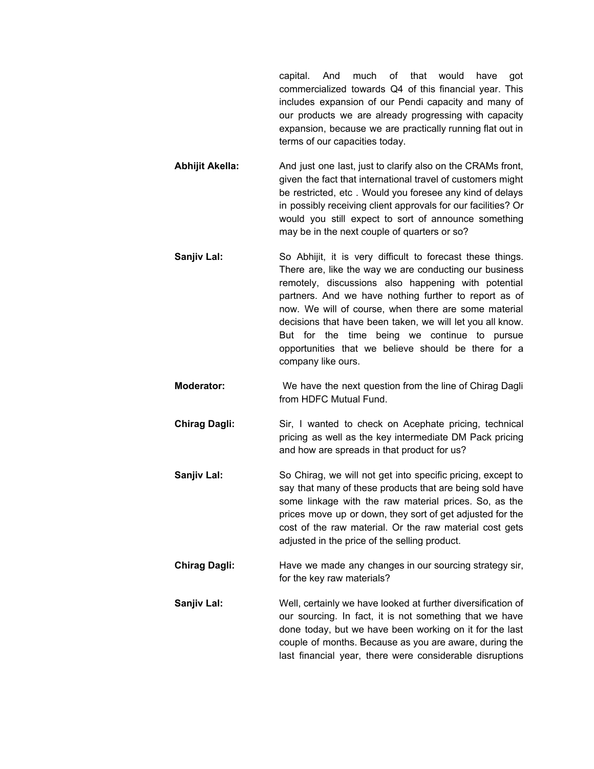capital. And much of that would have got commercialized towards Q4 of this financial year. This includes expansion of our Pendi capacity and many of our products we are already progressing with capacity expansion, because we are practically running flat out in terms of our capacities today.

**Abhijit Akella:** And just one last, just to clarify also on the CRAMs front, given the fact that international travel of customers might be restricted, etc . Would you foresee any kind of delays in possibly receiving client approvals for our facilities? Or would you still expect to sort of announce something may be in the next couple of quarters or so?

**Sanjiv Lal:** So Abhijit, it is very difficult to forecast these things. There are, like the way we are conducting our business remotely, discussions also happening with potential partners. And we have nothing further to report as of now. We will of course, when there are some material decisions that have been taken, we will let you all know. But for the time being we continue to pursue opportunities that we believe should be there for a company like ours.

**Moderator:** We have the next question from the line of Chirag Dagli from HDFC Mutual Fund.

**Chirag Dagli:** Sir, I wanted to check on Acephate pricing, technical pricing as well as the key intermediate DM Pack pricing and how are spreads in that product for us?

**Sanjiv Lal:** So Chirag, we will not get into specific pricing, except to say that many of these products that are being sold have some linkage with the raw material prices. So, as the prices move up or down, they sort of get adjusted for the cost of the raw material. Or the raw material cost gets adjusted in the price of the selling product.

**Chirag Dagli:** Have we made any changes in our sourcing strategy sir, for the key raw materials?

**Sanjiv Lal:** Well, certainly we have looked at further diversification of our sourcing. In fact, it is not something that we have done today, but we have been working on it for the last couple of months. Because as you are aware, during the last financial year, there were considerable disruptions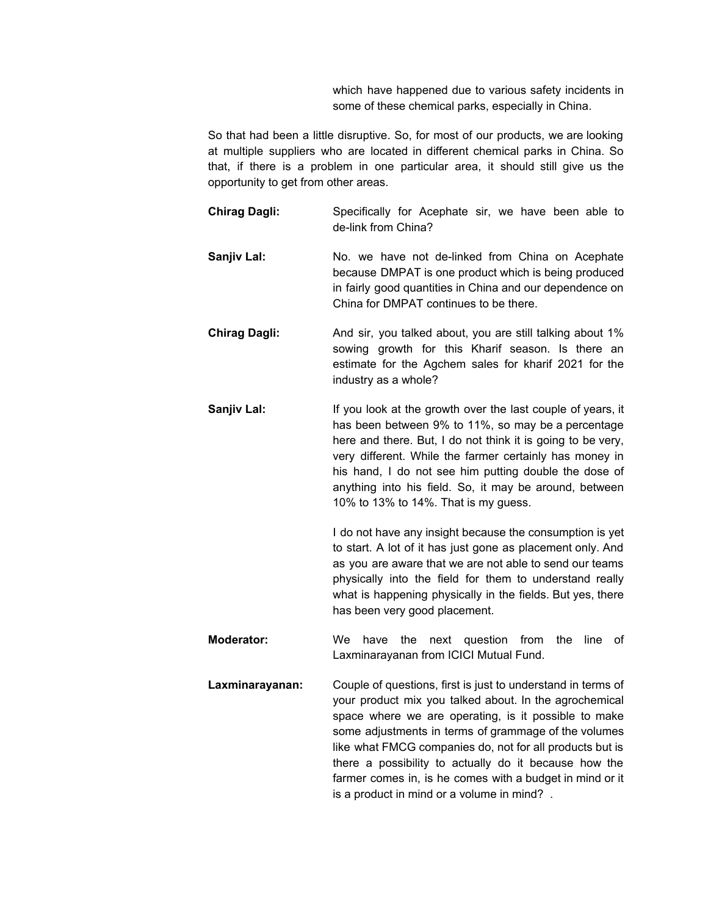which have happened due to various safety incidents in some of these chemical parks, especially in China.

So that had been a little disruptive. So, for most of our products, we are looking at multiple suppliers who are located in different chemical parks in China. So that, if there is a problem in one particular area, it should still give us the opportunity to get from other areas.

**Chirag Dagli:** Specifically for Acephate sir, we have been able to de-link from China?

**Sanjiv Lal:** No. we have not de-linked from China on Acephate because DMPAT is one product which is being produced in fairly good quantities in China and our dependence on China for DMPAT continues to be there.

**Chirag Dagli:** And sir, you talked about, you are still talking about 1% sowing growth for this Kharif season. Is there an estimate for the Agchem sales for kharif 2021 for the industry as a whole?

**Sanjiv Lal:** If you look at the growth over the last couple of years, it has been between 9% to 11%, so may be a percentage here and there. But, I do not think it is going to be very, very different. While the farmer certainly has money in his hand, I do not see him putting double the dose of anything into his field. So, it may be around, between 10% to 13% to 14%. That is my guess.

I do not have any insight because the consumption is yet to start. A lot of it has just gone as placement only. And as you are aware that we are not able to send our teams physically into the field for them to understand really what is happening physically in the fields. But yes, there has been very good placement.

**Moderator:** We have the next question from the line of Laxminarayanan from ICICI Mutual Fund.

**Laxminarayanan:** Couple of questions, first is just to understand in terms of your product mix you talked about. In the agrochemical space where we are operating, is it possible to make some adjustments in terms of grammage of the volumes like what FMCG companies do, not for all products but is there a possibility to actually do it because how the farmer comes in, is he comes with a budget in mind or it is a product in mind or a volume in mind? .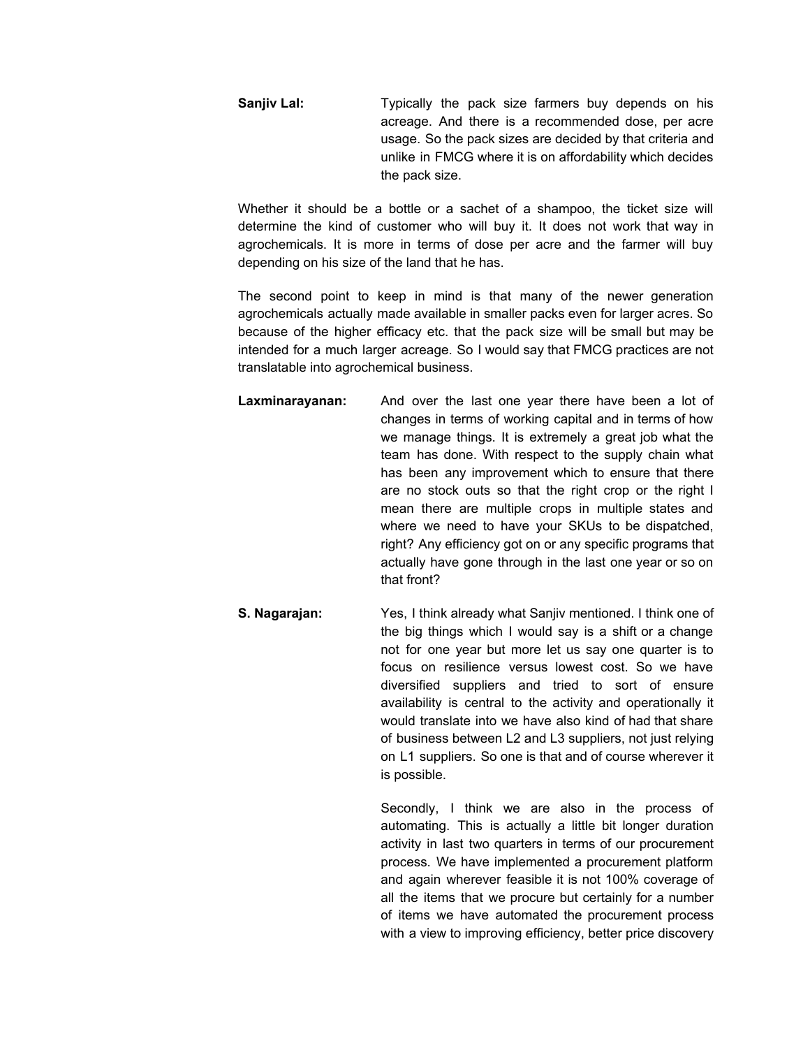**Sanjiv Lal:** Typically the pack size farmers buy depends on his acreage. And there is a recommended dose, per acre usage. So the pack sizes are decided by that criteria and unlike in FMCG where it is on affordability which decides the pack size.

Whether it should be a bottle or a sachet of a shampoo, the ticket size will determine the kind of customer who will buy it. It does not work that way in agrochemicals. It is more in terms of dose per acre and the farmer will buy depending on his size of the land that he has.

The second point to keep in mind is that many of the newer generation agrochemicals actually made available in smaller packs even for larger acres. So because of the higher efficacy etc. that the pack size will be small but may be intended for a much larger acreage. So I would say that FMCG practices are not translatable into agrochemical business.

**Laxminarayanan:** And over the last one year there have been a lot of changes in terms of working capital and in terms of how we manage things. It is extremely a great job what the team has done. With respect to the supply chain what has been any improvement which to ensure that there are no stock outs so that the right crop or the right I mean there are multiple crops in multiple states and where we need to have your SKUs to be dispatched, right? Any efficiency got on or any specific programs that actually have gone through in the last one year or so on that front?

**S. Nagarajan:** Yes, I think already what Sanjiv mentioned. I think one of the big things which I would say is a shift or a change not for one year but more let us say one quarter is to focus on resilience versus lowest cost. So we have diversified suppliers and tried to sort of ensure availability is central to the activity and operationally it would translate into we have also kind of had that share of business between L2 and L3 suppliers, not just relying on L1 suppliers. So one is that and of course wherever it is possible.

Secondly, I think we are also in the process of automating. This is actually a little bit longer duration activity in last two quarters in terms of our procurement process. We have implemented a procurement platform and again wherever feasible it is not 100% coverage of all the items that we procure but certainly for a number of items we have automated the procurement process with a view to improving efficiency, better price discovery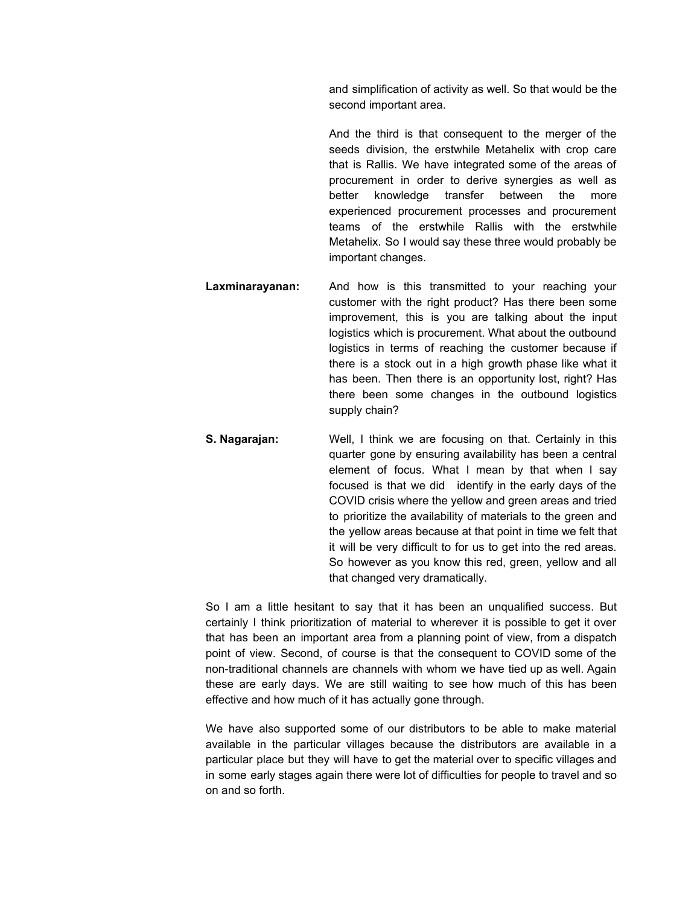and simplification of activity as well. So that would be the second important area.

And the third is that consequent to the merger of the seeds division, the erstwhile Metahelix with crop care that is Rallis. We have integrated some of the areas of procurement in order to derive synergies as well as better knowledge transfer between the more experienced procurement processes and procurement teams of the erstwhile Rallis with the erstwhile Metahelix. So I would say these three would probably be important changes.

**Laxminarayanan:** And how is this transmitted to your reaching your customer with the right product? Has there been some improvement, this is you are talking about the input logistics which is procurement. What about the outbound logistics in terms of reaching the customer because if there is a stock out in a high growth phase like what it has been. Then there is an opportunity lost, right? Has there been some changes in the outbound logistics supply chain?

**S. Nagarajan:** Well, I think we are focusing on that. Certainly in this quarter gone by ensuring availability has been a central element of focus. What I mean by that when I say focused is that we did identify in the early days of the COVID crisis where the yellow and green areas and tried to prioritize the availability of materials to the green and the yellow areas because at that point in time we felt that it will be very difficult to for us to get into the red areas. So however as you know this red, green, yellow and all that changed very dramatically.

So I am a little hesitant to say that it has been an unqualified success. But certainly I think prioritization of material to wherever it is possible to get it over that has been an important area from a planning point of view, from a dispatch point of view. Second, of course is that the consequent to COVID some of the non-traditional channels are channels with whom we have tied up as well. Again these are early days. We are still waiting to see how much of this has been effective and how much of it has actually gone through.

We have also supported some of our distributors to be able to make material available in the particular villages because the distributors are available in a particular place but they will have to get the material over to specific villages and in some early stages again there were lot of difficulties for people to travel and so on and so forth.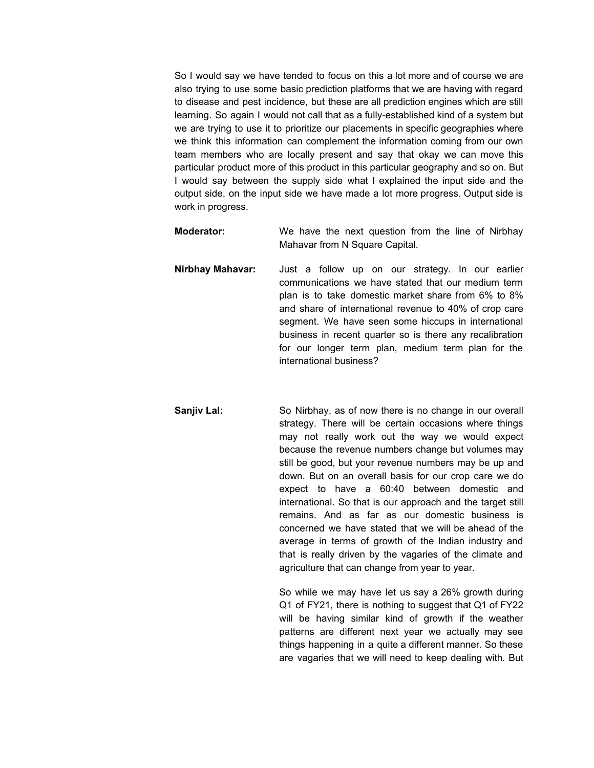So I would say we have tended to focus on this a lot more and of course we are also trying to use some basic prediction platforms that we are having with regard to disease and pest incidence, but these are all prediction engines which are still learning. So again I would not call that as a fully-established kind of a system but we are trying to use it to prioritize our placements in specific geographies where we think this information can complement the information coming from our own team members who are locally present and say that okay we can move this particular product more of this product in this particular geography and so on. But I would say between the supply side what I explained the input side and the output side, on the input side we have made a lot more progress. Output side is work in progress.

**Moderator:** We have the next question from the line of Nirbhay Mahavar from N Square Capital.

**Nirbhay Mahavar:** Just a follow up on our strategy. In our earlier communications we have stated that our medium term plan is to take domestic market share from 6% to 8% and share of international revenue to 40% of crop care segment. We have seen some hiccups in international business in recent quarter so is there any recalibration for our longer term plan, medium term plan for the international business?

**Sanjiv Lal:** So Nirbhay, as of now there is no change in our overall strategy. There will be certain occasions where things may not really work out the way we would expect because the revenue numbers change but volumes may still be good, but your revenue numbers may be up and down. But on an overall basis for our crop care we do expect to have a 60:40 between domestic and international. So that is our approach and the target still remains. And as far as our domestic business is concerned we have stated that we will be ahead of the average in terms of growth of the Indian industry and that is really driven by the vagaries of the climate and agriculture that can change from year to year.

So while we may have let us say a 26% growth during Q1 of FY21, there is nothing to suggest that Q1 of FY22 will be having similar kind of growth if the weather patterns are different next year we actually may see things happening in a quite a different manner. So these are vagaries that we will need to keep dealing with. But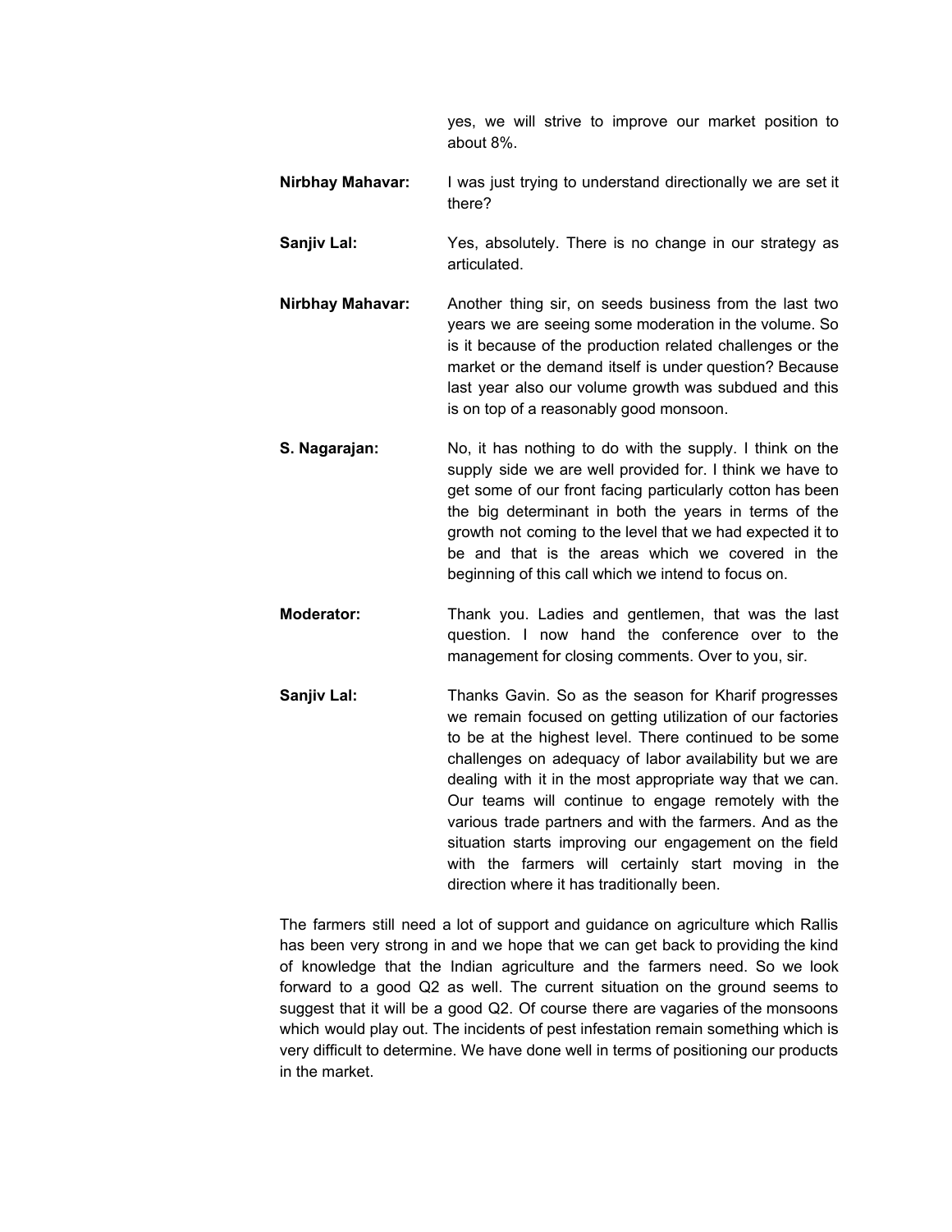yes, we will strive to improve our market position to about 8%.

**Nirbhay Mahavar:** I was just trying to understand directionally we are set it there?

**Sanjiv Lal:** Yes, absolutely. There is no change in our strategy as articulated.

**Nirbhay Mahavar:** Another thing sir, on seeds business from the last two years we are seeing some moderation in the volume. So is it because of the production related challenges or the market or the demand itself is under question? Because last year also our volume growth was subdued and this is on top of a reasonably good monsoon.

**S. Nagarajan:** No, it has nothing to do with the supply. I think on the supply side we are well provided for. I think we have to get some of our front facing particularly cotton has been the big determinant in both the years in terms of the growth not coming to the level that we had expected it to be and that is the areas which we covered in the beginning of this call which we intend to focus on.

**Moderator:** Thank you. Ladies and gentlemen, that was the last question. I now hand the conference over to the management for closing comments. Over to you, sir.

**Sanjiv Lal:** Thanks Gavin. So as the season for Kharif progresses we remain focused on getting utilization of our factories to be at the highest level. There continued to be some challenges on adequacy of labor availability but we are dealing with it in the most appropriate way that we can. Our teams will continue to engage remotely with the various trade partners and with the farmers. And as the situation starts improving our engagement on the field with the farmers will certainly start moving in the direction where it has traditionally been.

The farmers still need a lot of support and guidance on agriculture which Rallis has been very strong in and we hope that we can get back to providing the kind of knowledge that the Indian agriculture and the farmers need. So we look forward to a good Q2 as well. The current situation on the ground seems to suggest that it will be a good Q2. Of course there are vagaries of the monsoons which would play out. The incidents of pest infestation remain something which is very difficult to determine. We have done well in terms of positioning our products in the market.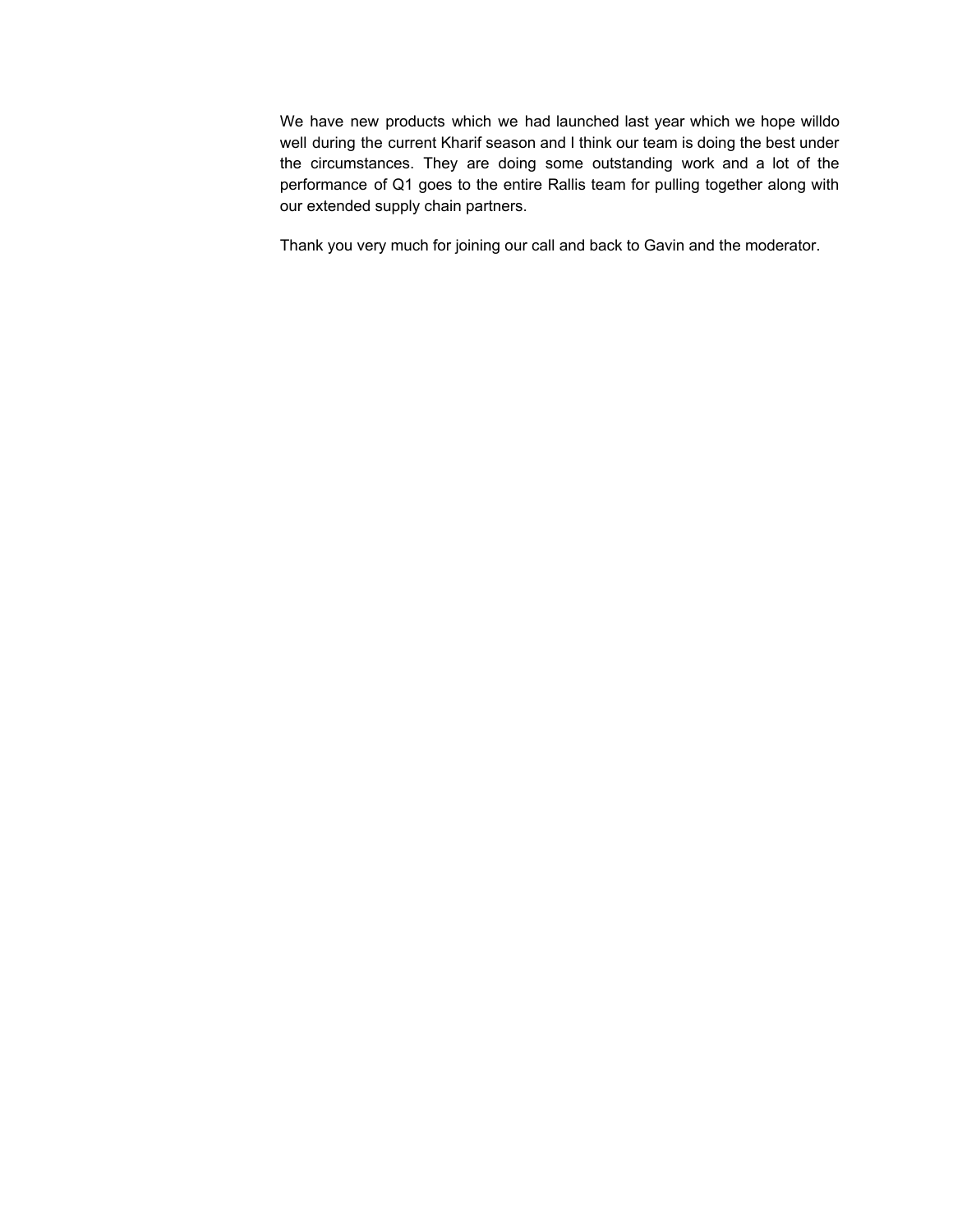We have new products which we had launched last year which we hope willdo well during the current Kharif season and I think our team is doing the best under the circumstances. They are doing some outstanding work and a lot of the performance of Q1 goes to the entire Rallis team for pulling together along with our extended supply chain partners.

Thank you very much for joining our call and back to Gavin and the moderator.